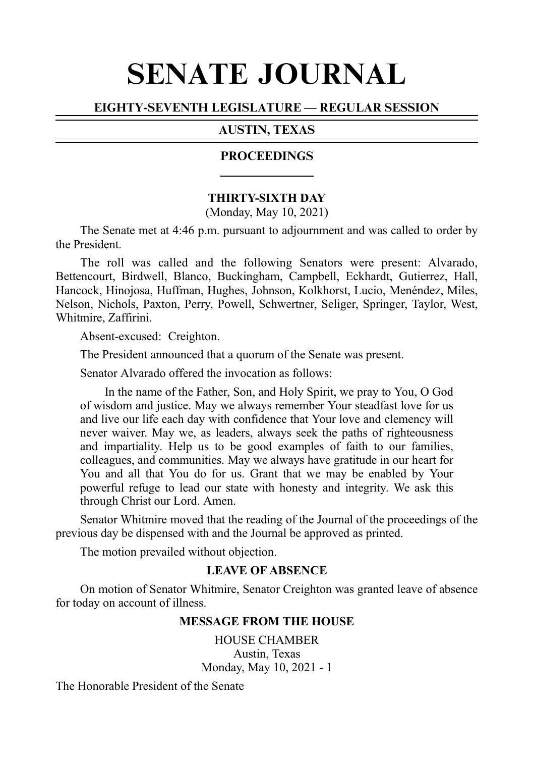# SENATE JOURNAL

## EIGHTY-SEVENTH LEGISLATURE — REGULAR SESSION

## AUSTIN, TEXAS

## PROCEEDINGS

### THIRTY-SIXTH DAY

(Monday, May 10, 2021)

The Senate met at 4:46 p.m. pursuant to adjournment and was called to order by the President.

The roll was called and the following Senators were present: Alvarado, Bettencourt, Birdwell, Blanco, Buckingham, Campbell, Eckhardt, Gutierrez, Hall, Hancock, Hinojosa, Huffman, Hughes, Johnson, Kolkhorst, Lucio, Menéndez, Miles, Nelson, Nichols, Paxton, Perry, Powell, Schwertner, Seliger, Springer, Taylor, West, Whitmire, Zaffirini.

Absent-excused: Creighton.

The President announced that a quorum of the Senate was present.

Senator Alvarado offered the invocation as follows:

> In the name of the Father, Son, and Holy Spirit, we pray to You, O God of wisdom and justice. May we always remember Your steadfast love for us and live our life each day with confidence that Your love and clemency will never waiver. May we, as leaders, always seek the paths of righteousness and impartiality. Help us to be good examples of faith to our families, colleagues, and communities. May we always have gratitude in our heart for You and all that You do for us. Grant that we may be enabled by Your powerful refuge to lead our state with honesty and integrity. We ask this through Christ our Lord. Amen.

Senator Whitmire moved that the reading of the Journal of the proceedings of the previous day be dispensed with and the Journal be approved as printed.

The motion prevailed without objection.

### LEAVE OF ABSENCE

On motion of Senator Whitmire, Senator Creighton was granted leave of absence for today on account of illness.

### MESSAGE FROM THE HOUSE

HOUSE CHAMBER
Austin, Texas
Monday, May 10, 2021 - 1

The Honorable President of the Senate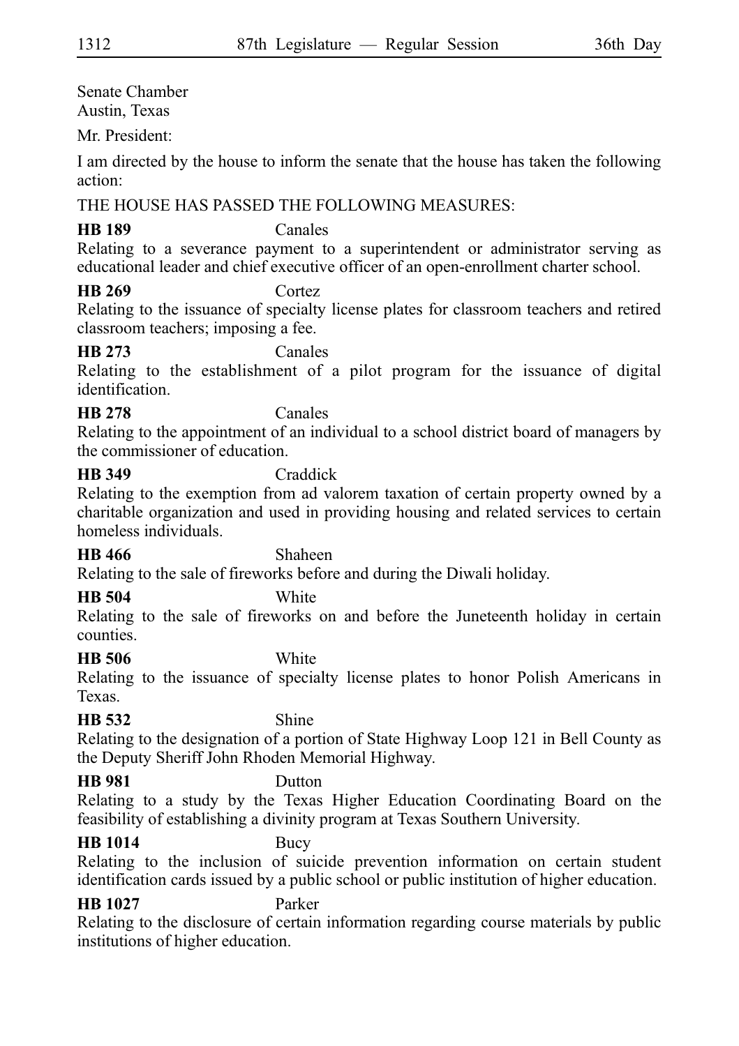Senate Chamber
Austin, Texas

Mr. President:

I am directed by the house to inform the senate that the house has taken the following action:

THE HOUSE HAS PASSED THE FOLLOWING MEASURES:

**HB 189** Canales
Relating to a severance payment to a superintendent or administrator serving as educational leader and chief executive officer of an open-enrollment charter school.

**HB 269** Cortez
Relating to the issuance of specialty license plates for classroom teachers and retired classroom teachers; imposing a fee.

**HB 273** Canales
Relating to the establishment of a pilot program for the issuance of digital identification.

**HB 278** Canales
Relating to the appointment of an individual to a school district board of managers by the commissioner of education.

**HB 349** Craddick
Relating to the exemption from ad valorem taxation of certain property owned by a charitable organization and used in providing housing and related services to certain homeless individuals.

**HB 466** Shaheen
Relating to the sale of fireworks before and during the Diwali holiday.

**HB 504** White
Relating to the sale of fireworks on and before the Juneteenth holiday in certain counties.

**HB 506** White
Relating to the issuance of specialty license plates to honor Polish Americans in Texas.

**HB 532** Shine
Relating to the designation of a portion of State Highway Loop 121 in Bell County as the Deputy Sheriff John Rhoden Memorial Highway.

**HB 981** Dutton
Relating to a study by the Texas Higher Education Coordinating Board on the feasibility of establishing a divinity program at Texas Southern University.

**HB 1014** Bucy
Relating to the inclusion of suicide prevention information on certain student identification cards issued by a public school or public institution of higher education.

**HB 1027** Parker
Relating to the disclosure of certain information regarding course materials by public institutions of higher education.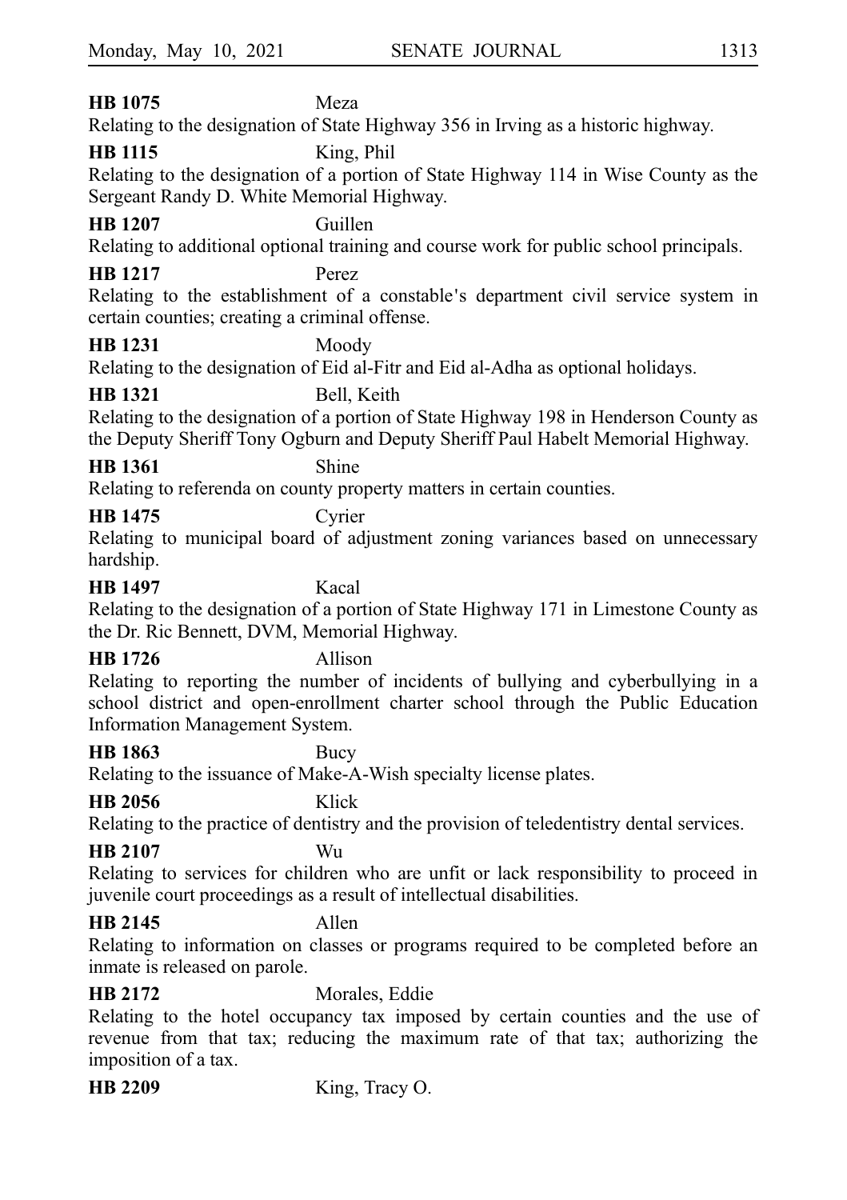**HB 1075** Meza

Relating to the designation of State Highway 356 in Irving as a historic highway.

**HB 1115** King, Phil

Relating to the designation of a portion of State Highway 114 in Wise County as the Sergeant Randy D. White Memorial Highway.

**HB 1207** Guillen

Relating to additional optional training and course work for public school principals.

**HB 1217** Perez

Relating to the establishment of a constable's department civil service system in certain counties; creating a criminal offense.

**HB 1231** Moody

Relating to the designation of Eid al-Fitr and Eid al-Adha as optional holidays.

**HB 1321** Bell, Keith

Relating to the designation of a portion of State Highway 198 in Henderson County as the Deputy Sheriff Tony Ogburn and Deputy Sheriff Paul Habelt Memorial Highway.

**HB 1361** Shine

Relating to referenda on county property matters in certain counties.

**HB 1475** Cyrier

Relating to municipal board of adjustment zoning variances based on unnecessary hardship.

**HB 1497** Kacal

Relating to the designation of a portion of State Highway 171 in Limestone County as the Dr. Ric Bennett, DVM, Memorial Highway.

**HB 1726** Allison

Relating to reporting the number of incidents of bullying and cyberbullying in a school district and open-enrollment charter school through the Public Education Information Management System.

**HB 1863** Bucy

Relating to the issuance of Make-A-Wish specialty license plates.

**HB 2056** Klick

Relating to the practice of dentistry and the provision of teledentistry dental services.

**HB 2107** Wu

Relating to services for children who are unfit or lack responsibility to proceed in juvenile court proceedings as a result of intellectual disabilities.

**HB 2145** Allen

Relating to information on classes or programs required to be completed before an inmate is released on parole.

**HB 2172** Morales, Eddie

Relating to the hotel occupancy tax imposed by certain counties and the use of revenue from that tax; reducing the maximum rate of that tax; authorizing the imposition of a tax.

**HB 2209** King, Tracy O.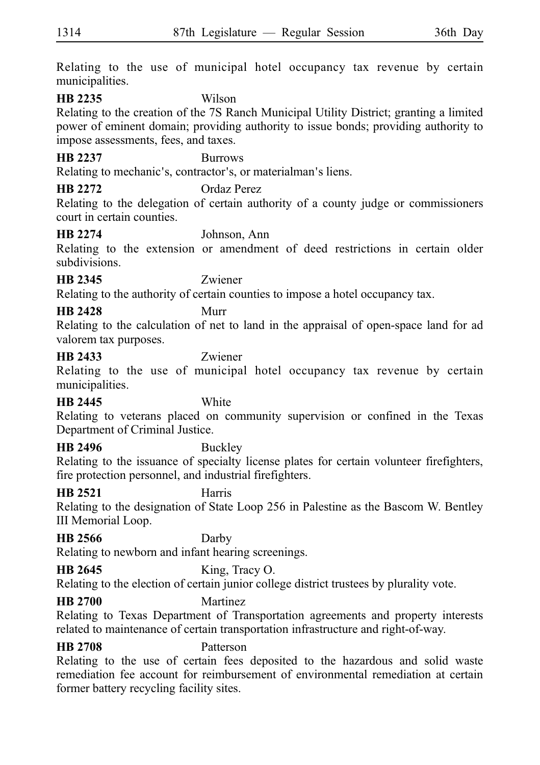Relating to the use of municipal hotel occupancy tax revenue by certain municipalities.

**HB 2235** Wilson
Relating to the creation of the 7S Ranch Municipal Utility District; granting a limited power of eminent domain; providing authority to issue bonds; providing authority to impose assessments, fees, and taxes.

**HB 2237** Burrows
Relating to mechanic's, contractor's, or materialman's liens.

**HB 2272** Ordaz Perez
Relating to the delegation of certain authority of a county judge or commissioners court in certain counties.

**HB 2274** Johnson, Ann
Relating to the extension or amendment of deed restrictions in certain older subdivisions.

**HB 2345** Zwiener
Relating to the authority of certain counties to impose a hotel occupancy tax.

**HB 2428** Murr
Relating to the calculation of net to land in the appraisal of open-space land for ad valorem tax purposes.

**HB 2433** Zwiener
Relating to the use of municipal hotel occupancy tax revenue by certain municipalities.

**HB 2445** White
Relating to veterans placed on community supervision or confined in the Texas Department of Criminal Justice.

**HB 2496** Buckley
Relating to the issuance of specialty license plates for certain volunteer firefighters, fire protection personnel, and industrial firefighters.

**HB 2521** Harris
Relating to the designation of State Loop 256 in Palestine as the Bascom W. Bentley III Memorial Loop.

**HB 2566** Darby
Relating to newborn and infant hearing screenings.

**HB 2645** King, Tracy O.
Relating to the election of certain junior college district trustees by plurality vote.

**HB 2700** Martinez
Relating to Texas Department of Transportation agreements and property interests related to maintenance of certain transportation infrastructure and right-of-way.

**HB 2708** Patterson
Relating to the use of certain fees deposited to the hazardous and solid waste remediation fee account for reimbursement of environmental remediation at certain former battery recycling facility sites.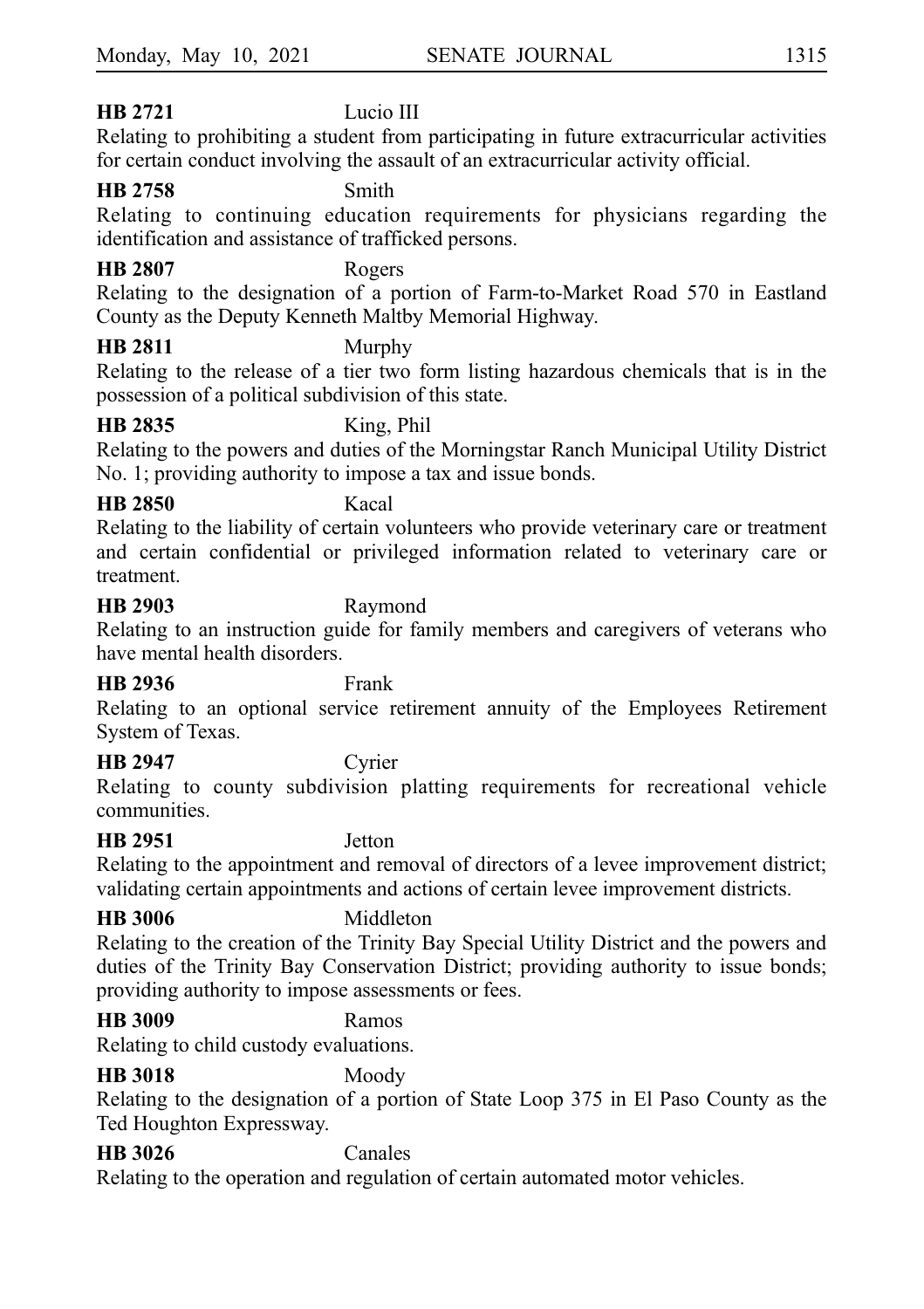**HB 2721** Lucio III

Relating to prohibiting a student from participating in future extracurricular activities for certain conduct involving the assault of an extracurricular activity official.

**HB 2758** Smith

Relating to continuing education requirements for physicians regarding the identification and assistance of trafficked persons.

**HB 2807** Rogers

Relating to the designation of a portion of Farm-to-Market Road 570 in Eastland County as the Deputy Kenneth Maltby Memorial Highway.

**HB 2811** Murphy

Relating to the release of a tier two form listing hazardous chemicals that is in the possession of a political subdivision of this state.

**HB 2835** King, Phil

Relating to the powers and duties of the Morningstar Ranch Municipal Utility District No. 1; providing authority to impose a tax and issue bonds.

**HB 2850** Kacal

Relating to the liability of certain volunteers who provide veterinary care or treatment and certain confidential or privileged information related to veterinary care or treatment.

**HB 2903** Raymond

Relating to an instruction guide for family members and caregivers of veterans who have mental health disorders.

**HB 2936** Frank

Relating to an optional service retirement annuity of the Employees Retirement System of Texas.

**HB 2947** Cyrier

Relating to county subdivision platting requirements for recreational vehicle communities.

**HB 2951** Jetton

Relating to the appointment and removal of directors of a levee improvement district; validating certain appointments and actions of certain levee improvement districts.

**HB 3006** Middleton

Relating to the creation of the Trinity Bay Special Utility District and the powers and duties of the Trinity Bay Conservation District; providing authority to issue bonds; providing authority to impose assessments or fees.

**HB 3009** Ramos

Relating to child custody evaluations.

**HB 3018** Moody

Relating to the designation of a portion of State Loop 375 in El Paso County as the Ted Houghton Expressway.

**HB 3026** Canales

Relating to the operation and regulation of certain automated motor vehicles.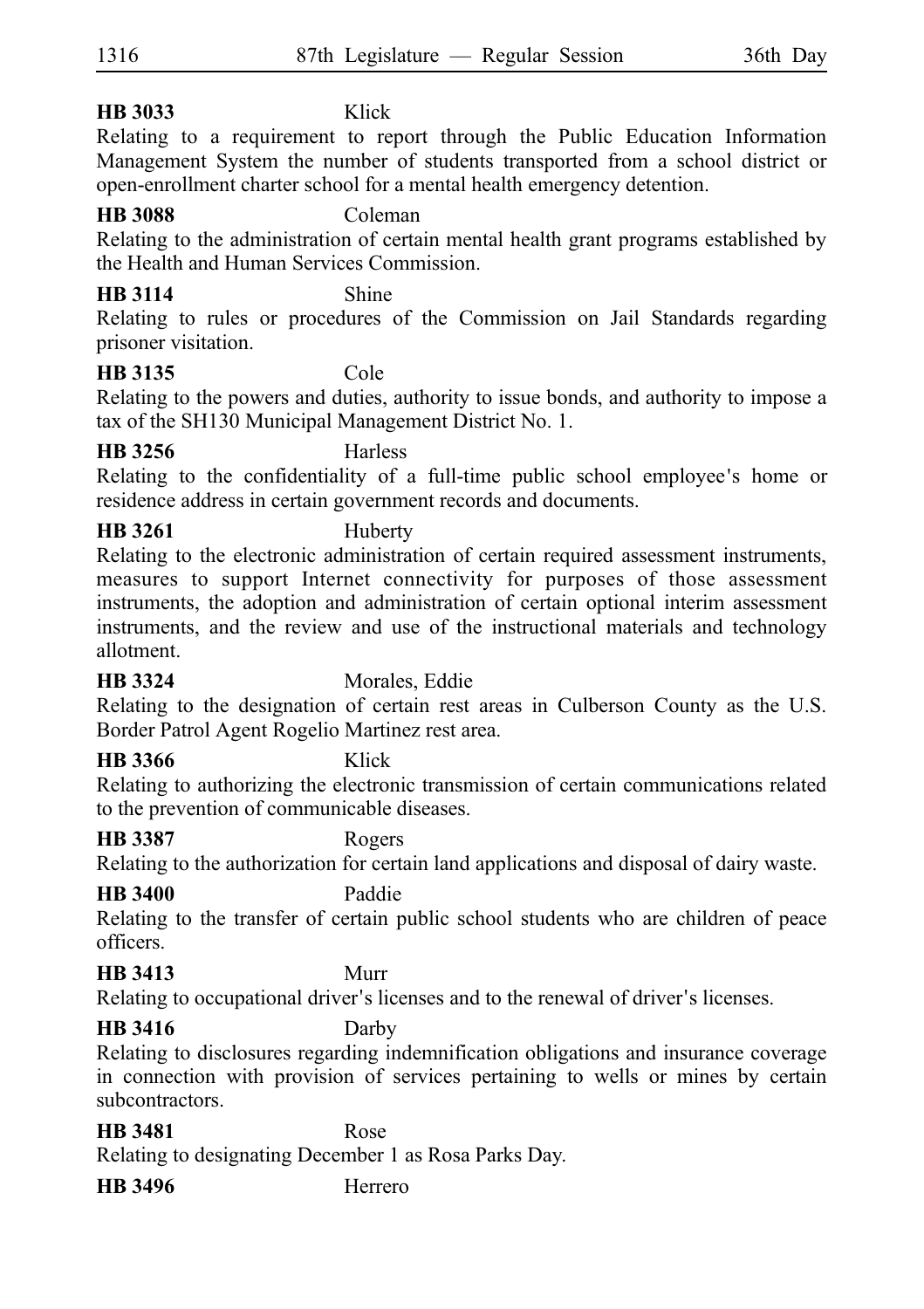**HB 3033** Klick

Relating to a requirement to report through the Public Education Information Management System the number of students transported from a school district or open-enrollment charter school for a mental health emergency detention.

**HB 3088** Coleman

Relating to the administration of certain mental health grant programs established by the Health and Human Services Commission.

**HB 3114** Shine

Relating to rules or procedures of the Commission on Jail Standards regarding prisoner visitation.

**HB 3135** Cole

Relating to the powers and duties, authority to issue bonds, and authority to impose a tax of the SH130 Municipal Management District No. 1.

**HB 3256** Harless

Relating to the confidentiality of a full-time public school employee's home or residence address in certain government records and documents.

**HB 3261** Huberty

Relating to the electronic administration of certain required assessment instruments, measures to support Internet connectivity for purposes of those assessment instruments, the adoption and administration of certain optional interim assessment instruments, and the review and use of the instructional materials and technology allotment.

**HB 3324** Morales, Eddie

Relating to the designation of certain rest areas in Culberson County as the U.S. Border Patrol Agent Rogelio Martinez rest area.

**HB 3366** Klick

Relating to authorizing the electronic transmission of certain communications related to the prevention of communicable diseases.

**HB 3387** Rogers

Relating to the authorization for certain land applications and disposal of dairy waste.

**HB 3400** Paddie

Relating to the transfer of certain public school students who are children of peace officers.

**HB 3413** Murr

Relating to occupational driver's licenses and to the renewal of driver's licenses.

**HB 3416** Darby

Relating to disclosures regarding indemnification obligations and insurance coverage in connection with provision of services pertaining to wells or mines by certain subcontractors.

**HB 3481** Rose

Relating to designating December 1 as Rosa Parks Day.

**HB 3496** Herrero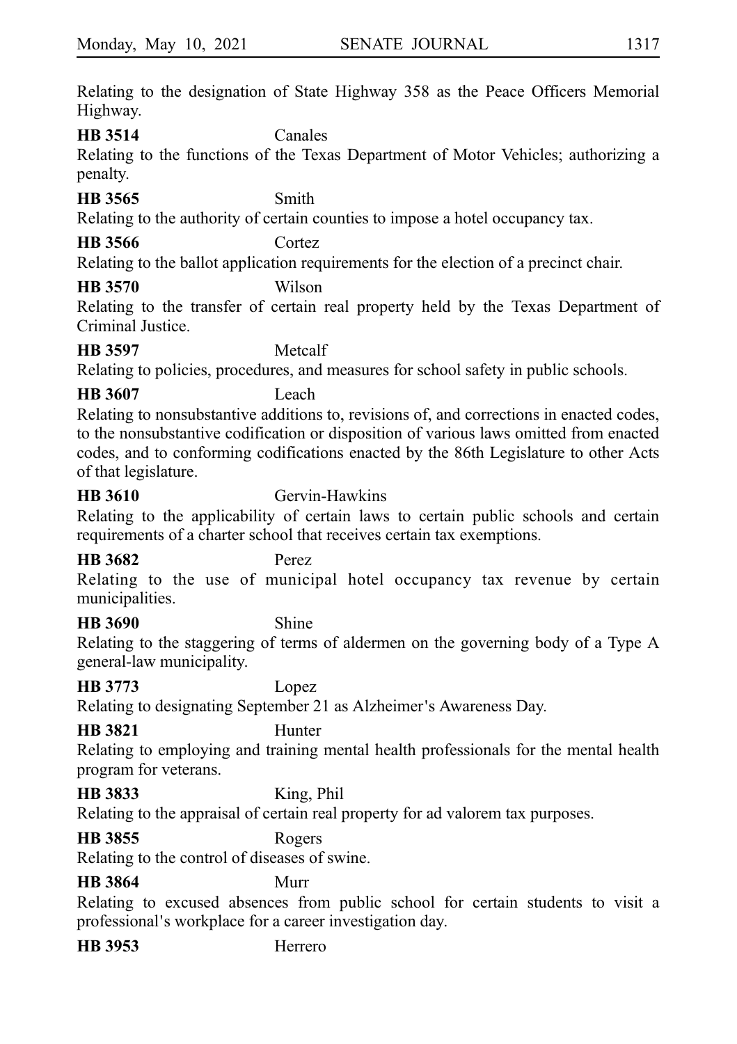Relating to the designation of State Highway 358 as the Peace Officers Memorial Highway.

**HB 3514** Canales

Relating to the functions of the Texas Department of Motor Vehicles; authorizing a penalty.

**HB 3565** Smith

Relating to the authority of certain counties to impose a hotel occupancy tax.

**HB 3566** Cortez

Relating to the ballot application requirements for the election of a precinct chair.

**HB 3570** Wilson

Relating to the transfer of certain real property held by the Texas Department of Criminal Justice.

**HB 3597** Metcalf

Relating to policies, procedures, and measures for school safety in public schools.

**HB 3607** Leach

Relating to nonsubstantive additions to, revisions of, and corrections in enacted codes, to the nonsubstantive codification or disposition of various laws omitted from enacted codes, and to conforming codifications enacted by the 86th Legislature to other Acts of that legislature.

**HB 3610** Gervin-Hawkins

Relating to the applicability of certain laws to certain public schools and certain requirements of a charter school that receives certain tax exemptions.

**HB 3682** Perez

Relating to the use of municipal hotel occupancy tax revenue by certain municipalities.

**HB 3690** Shine

Relating to the staggering of terms of aldermen on the governing body of a Type A general-law municipality.

**HB 3773** Lopez

Relating to designating September 21 as Alzheimer's Awareness Day.

**HB 3821** Hunter

Relating to employing and training mental health professionals for the mental health program for veterans.

**HB 3833** King, Phil

Relating to the appraisal of certain real property for ad valorem tax purposes.

**HB 3855** Rogers

Relating to the control of diseases of swine.

**HB 3864** Murr

Relating to excused absences from public school for certain students to visit a professional's workplace for a career investigation day.

**HB 3953** Herrero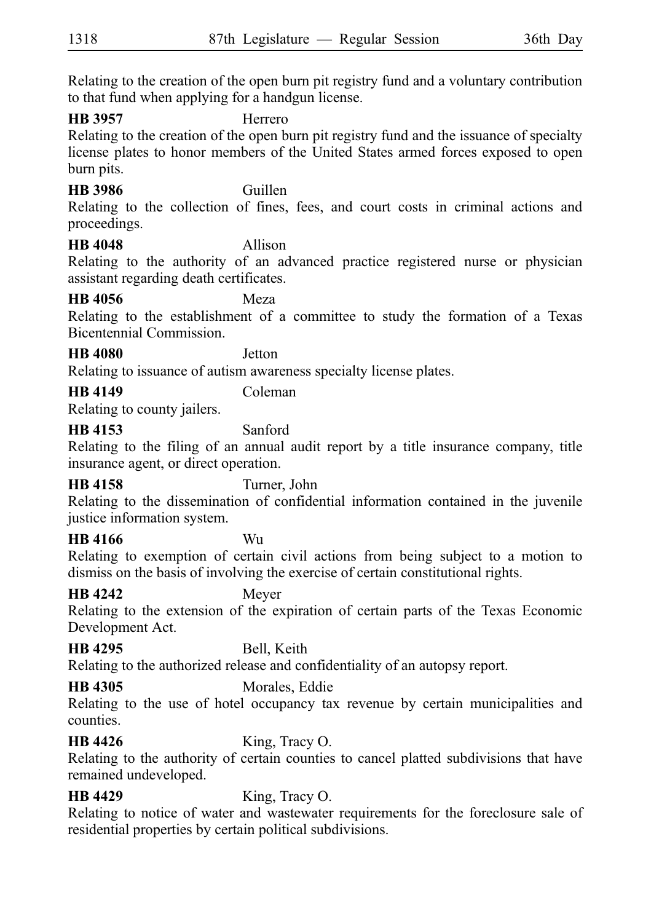Relating to the creation of the open burn pit registry fund and a voluntary contribution to that fund when applying for a handgun license.

**HB 3957** Herrero

Relating to the creation of the open burn pit registry fund and the issuance of specialty license plates to honor members of the United States armed forces exposed to open burn pits.

**HB 3986** Guillen

Relating to the collection of fines, fees, and court costs in criminal actions and proceedings.

**HB 4048** Allison

Relating to the authority of an advanced practice registered nurse or physician assistant regarding death certificates.

**HB 4056** Meza

Relating to the establishment of a committee to study the formation of a Texas Bicentennial Commission.

**HB 4080** Jetton

Relating to issuance of autism awareness specialty license plates.

**HB 4149** Coleman

Relating to county jailers.

**HB 4153** Sanford

Relating to the filing of an annual audit report by a title insurance company, title insurance agent, or direct operation.

**HB 4158** Turner, John

Relating to the dissemination of confidential information contained in the juvenile justice information system.

**HB 4166** Wu

Relating to exemption of certain civil actions from being subject to a motion to dismiss on the basis of involving the exercise of certain constitutional rights.

**HB 4242** Meyer

Relating to the extension of the expiration of certain parts of the Texas Economic Development Act.

**HB 4295** Bell, Keith

Relating to the authorized release and confidentiality of an autopsy report.

**HB 4305** Morales, Eddie

Relating to the use of hotel occupancy tax revenue by certain municipalities and counties.

**HB 4426** King, Tracy O.

Relating to the authority of certain counties to cancel platted subdivisions that have remained undeveloped.

**HB 4429** King, Tracy O.

Relating to notice of water and wastewater requirements for the foreclosure sale of residential properties by certain political subdivisions.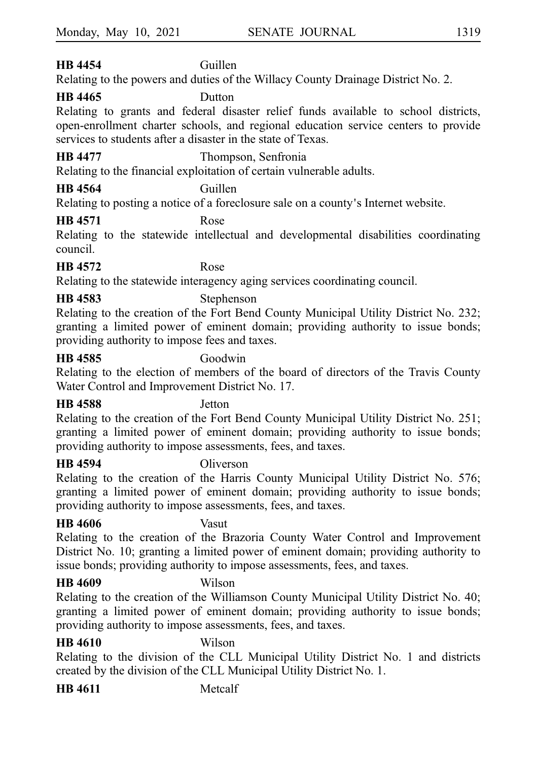**HB 4454** Guillen

Relating to the powers and duties of the Willacy County Drainage District No. 2.

**HB 4465** Dutton

Relating to grants and federal disaster relief funds available to school districts, open-enrollment charter schools, and regional education service centers to provide services to students after a disaster in the state of Texas.

**HB 4477** Thompson, Senfronia

Relating to the financial exploitation of certain vulnerable adults.

**HB 4564** Guillen

Relating to posting a notice of a foreclosure sale on a county's Internet website.

**HB 4571** Rose

Relating to the statewide intellectual and developmental disabilities coordinating council.

**HB 4572** Rose

Relating to the statewide interagency aging services coordinating council.

**HB 4583** Stephenson

Relating to the creation of the Fort Bend County Municipal Utility District No. 232; granting a limited power of eminent domain; providing authority to issue bonds; providing authority to impose fees and taxes.

**HB 4585** Goodwin

Relating to the election of members of the board of directors of the Travis County Water Control and Improvement District No. 17.

**HB 4588** Jetton

Relating to the creation of the Fort Bend County Municipal Utility District No. 251; granting a limited power of eminent domain; providing authority to issue bonds; providing authority to impose assessments, fees, and taxes.

**HB 4594** Oliverson

Relating to the creation of the Harris County Municipal Utility District No. 576; granting a limited power of eminent domain; providing authority to issue bonds; providing authority to impose assessments, fees, and taxes.

**HB 4606** Vasut

Relating to the creation of the Brazoria County Water Control and Improvement District No. 10; granting a limited power of eminent domain; providing authority to issue bonds; providing authority to impose assessments, fees, and taxes.

**HB 4609** Wilson

Relating to the creation of the Williamson County Municipal Utility District No. 40; granting a limited power of eminent domain; providing authority to issue bonds; providing authority to impose assessments, fees, and taxes.

**HB 4610** Wilson

Relating to the division of the CLL Municipal Utility District No. 1 and districts created by the division of the CLL Municipal Utility District No. 1.

**HB 4611** Metcalf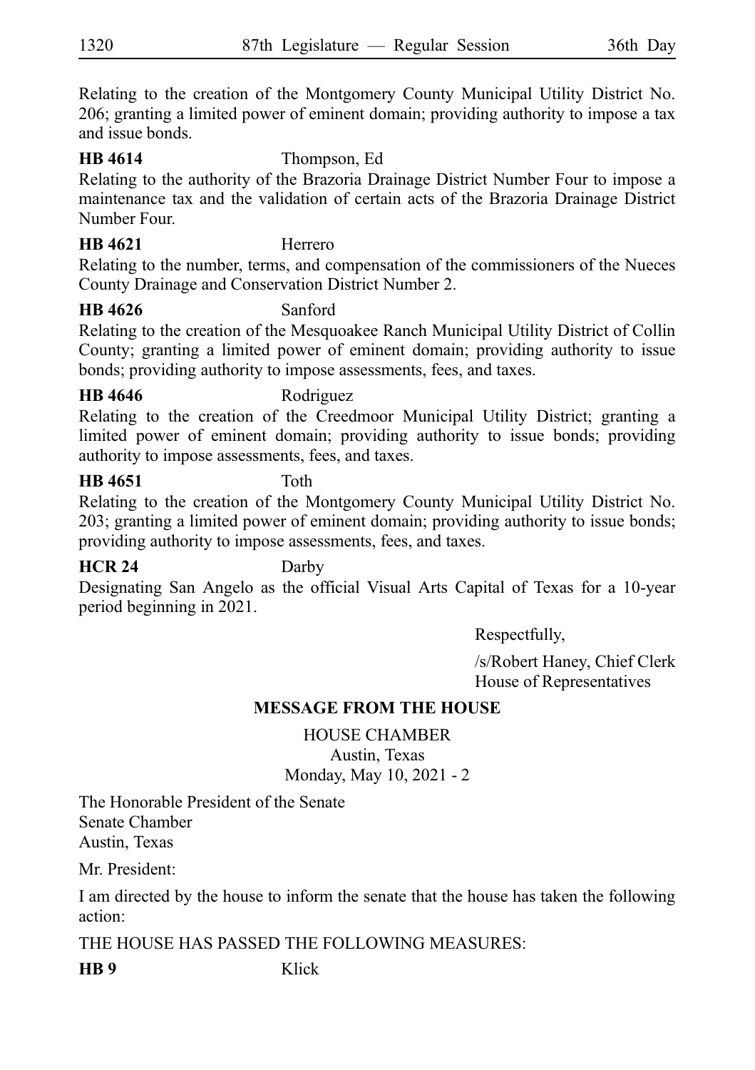Relating to the creation of the Montgomery County Municipal Utility District No. 206; granting a limited power of eminent domain; providing authority to impose a tax and issue bonds.

**HB 4614** Thompson, Ed

Relating to the authority of the Brazoria Drainage District Number Four to impose a maintenance tax and the validation of certain acts of the Brazoria Drainage District Number Four.

**HB 4621** Herrero

Relating to the number, terms, and compensation of the commissioners of the Nueces County Drainage and Conservation District Number 2.

**HB 4626** Sanford

Relating to the creation of the Mesquoakee Ranch Municipal Utility District of Collin County; granting a limited power of eminent domain; providing authority to issue bonds; providing authority to impose assessments, fees, and taxes.

**HB 4646** Rodriguez

Relating to the creation of the Creedmoor Municipal Utility District; granting a limited power of eminent domain; providing authority to issue bonds; providing authority to impose assessments, fees, and taxes.

**HB 4651** Toth

Relating to the creation of the Montgomery County Municipal Utility District No. 203; granting a limited power of eminent domain; providing authority to issue bonds; providing authority to impose assessments, fees, and taxes.

**HCR 24** Darby

Designating San Angelo as the official Visual Arts Capital of Texas for a 10-year period beginning in 2021.

Respectfully,

/s/Robert Haney, Chief Clerk
House of Representatives

## MESSAGE FROM THE HOUSE

HOUSE CHAMBER
Austin, Texas
Monday, May 10, 2021 - 2

The Honorable President of the Senate
Senate Chamber
Austin, Texas

Mr. President:

I am directed by the house to inform the senate that the house has taken the following action:

THE HOUSE HAS PASSED THE FOLLOWING MEASURES:

**HB 9** Klick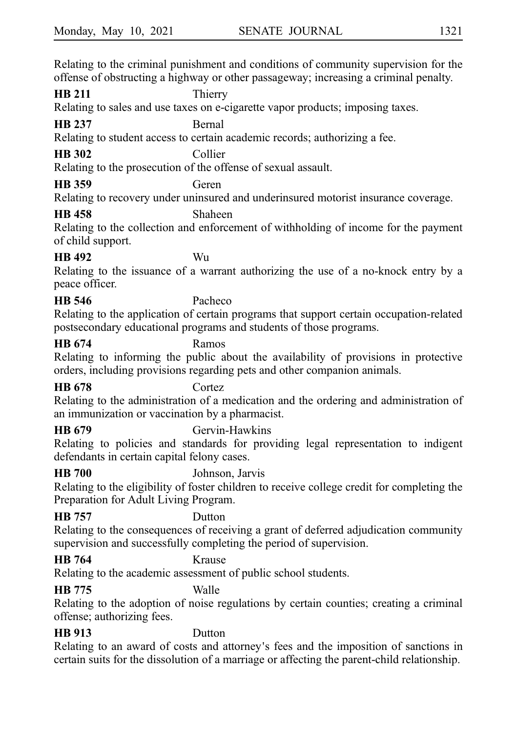Relating to the criminal punishment and conditions of community supervision for the offense of obstructing a highway or other passageway; increasing a criminal penalty.

**HB 211** Thierry
Relating to sales and use taxes on e-cigarette vapor products; imposing taxes.

**HB 237** Bernal
Relating to student access to certain academic records; authorizing a fee.

**HB 302** Collier
Relating to the prosecution of the offense of sexual assault.

**HB 359** Geren
Relating to recovery under uninsured and underinsured motorist insurance coverage.

**HB 458** Shaheen
Relating to the collection and enforcement of withholding of income for the payment of child support.

**HB 492** Wu
Relating to the issuance of a warrant authorizing the use of a no-knock entry by a peace officer.

**HB 546** Pacheco
Relating to the application of certain programs that support certain occupation-related postsecondary educational programs and students of those programs.

**HB 674** Ramos
Relating to informing the public about the availability of provisions in protective orders, including provisions regarding pets and other companion animals.

**HB 678** Cortez
Relating to the administration of a medication and the ordering and administration of an immunization or vaccination by a pharmacist.

**HB 679** Gervin-Hawkins
Relating to policies and standards for providing legal representation to indigent defendants in certain capital felony cases.

**HB 700** Johnson, Jarvis
Relating to the eligibility of foster children to receive college credit for completing the Preparation for Adult Living Program.

**HB 757** Dutton
Relating to the consequences of receiving a grant of deferred adjudication community supervision and successfully completing the period of supervision.

**HB 764** Krause
Relating to the academic assessment of public school students.

**HB 775** Walle
Relating to the adoption of noise regulations by certain counties; creating a criminal offense; authorizing fees.

**HB 913** Dutton
Relating to an award of costs and attorney's fees and the imposition of sanctions in certain suits for the dissolution of a marriage or affecting the parent-child relationship.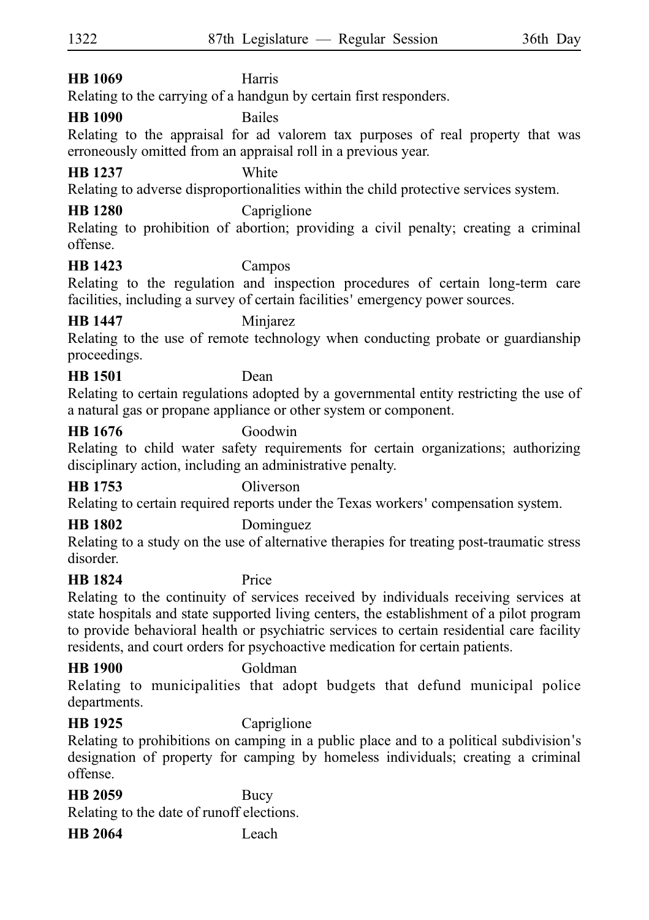**HB 1069** Harris
Relating to the carrying of a handgun by certain first responders.

**HB 1090** Bailes
Relating to the appraisal for ad valorem tax purposes of real property that was erroneously omitted from an appraisal roll in a previous year.

**HB 1237** White
Relating to adverse disproportionalities within the child protective services system.

**HB 1280** Capriglione
Relating to prohibition of abortion; providing a civil penalty; creating a criminal offense.

**HB 1423** Campos
Relating to the regulation and inspection procedures of certain long-term care facilities, including a survey of certain facilities' emergency power sources.

**HB 1447** Minjarez
Relating to the use of remote technology when conducting probate or guardianship proceedings.

**HB 1501** Dean
Relating to certain regulations adopted by a governmental entity restricting the use of a natural gas or propane appliance or other system or component.

**HB 1676** Goodwin
Relating to child water safety requirements for certain organizations; authorizing disciplinary action, including an administrative penalty.

**HB 1753** Oliverson
Relating to certain required reports under the Texas workers' compensation system.

**HB 1802** Dominguez
Relating to a study on the use of alternative therapies for treating post-traumatic stress disorder.

**HB 1824** Price
Relating to the continuity of services received by individuals receiving services at state hospitals and state supported living centers, the establishment of a pilot program to provide behavioral health or psychiatric services to certain residential care facility residents, and court orders for psychoactive medication for certain patients.

**HB 1900** Goldman
Relating to municipalities that adopt budgets that defund municipal police departments.

**HB 1925** Capriglione
Relating to prohibitions on camping in a public place and to a political subdivision's designation of property for camping by homeless individuals; creating a criminal offense.

**HB 2059** Bucy
Relating to the date of runoff elections.

**HB 2064** Leach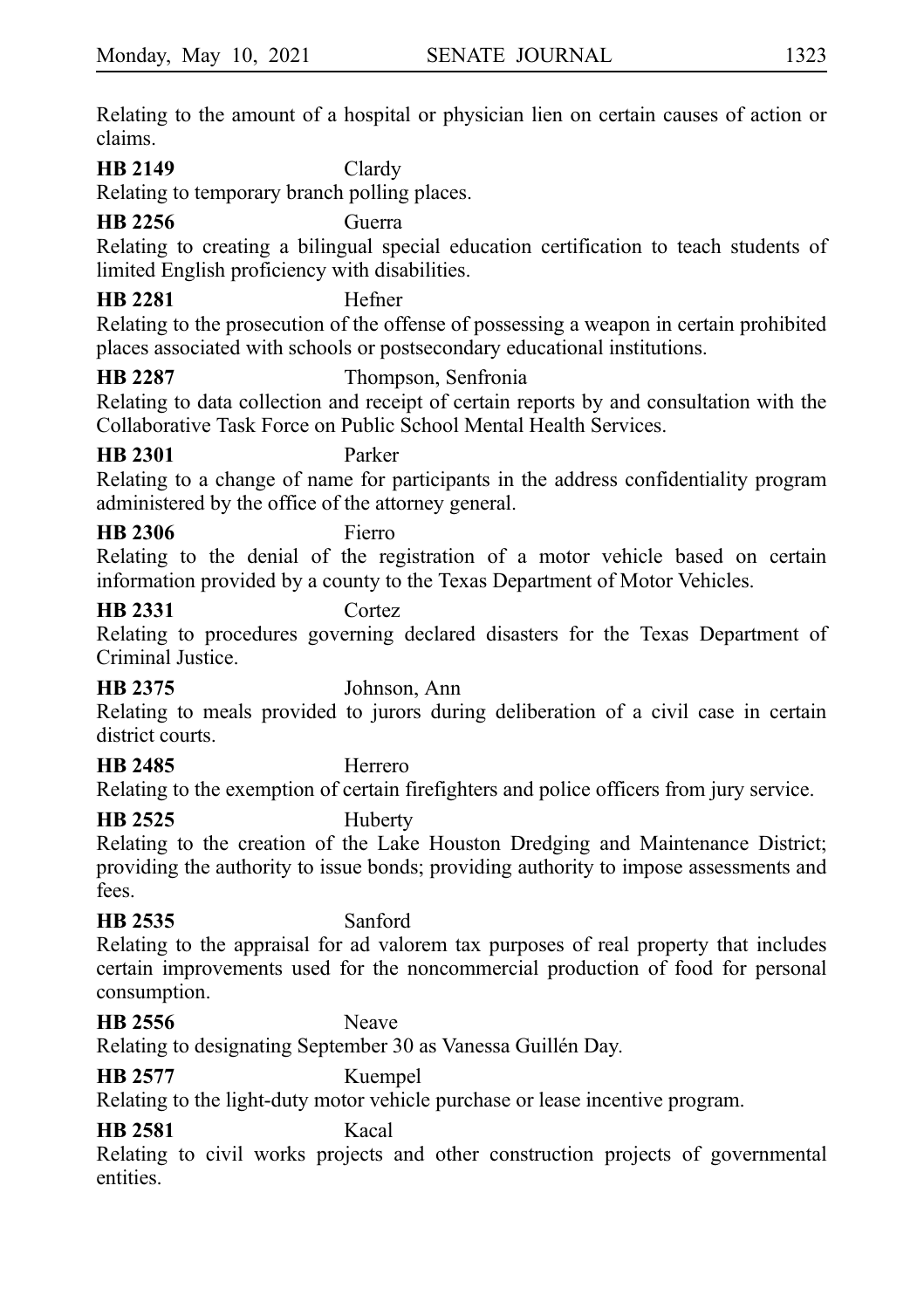Relating to the amount of a hospital or physician lien on certain causes of action or claims.

**HB 2149** Clardy
Relating to temporary branch polling places.

**HB 2256** Guerra
Relating to creating a bilingual special education certification to teach students of limited English proficiency with disabilities.

**HB 2281** Hefner
Relating to the prosecution of the offense of possessing a weapon in certain prohibited places associated with schools or postsecondary educational institutions.

**HB 2287** Thompson, Senfronia
Relating to data collection and receipt of certain reports by and consultation with the Collaborative Task Force on Public School Mental Health Services.

**HB 2301** Parker
Relating to a change of name for participants in the address confidentiality program administered by the office of the attorney general.

**HB 2306** Fierro
Relating to the denial of the registration of a motor vehicle based on certain information provided by a county to the Texas Department of Motor Vehicles.

**HB 2331** Cortez
Relating to procedures governing declared disasters for the Texas Department of Criminal Justice.

**HB 2375** Johnson, Ann
Relating to meals provided to jurors during deliberation of a civil case in certain district courts.

**HB 2485** Herrero
Relating to the exemption of certain firefighters and police officers from jury service.

**HB 2525** Huberty
Relating to the creation of the Lake Houston Dredging and Maintenance District; providing the authority to issue bonds; providing authority to impose assessments and fees.

**HB 2535** Sanford
Relating to the appraisal for ad valorem tax purposes of real property that includes certain improvements used for the noncommercial production of food for personal consumption.

**HB 2556** Neave
Relating to designating September 30 as Vanessa Guillén Day.

**HB 2577** Kuempel
Relating to the light-duty motor vehicle purchase or lease incentive program.

**HB 2581** Kacal
Relating to civil works projects and other construction projects of governmental entities.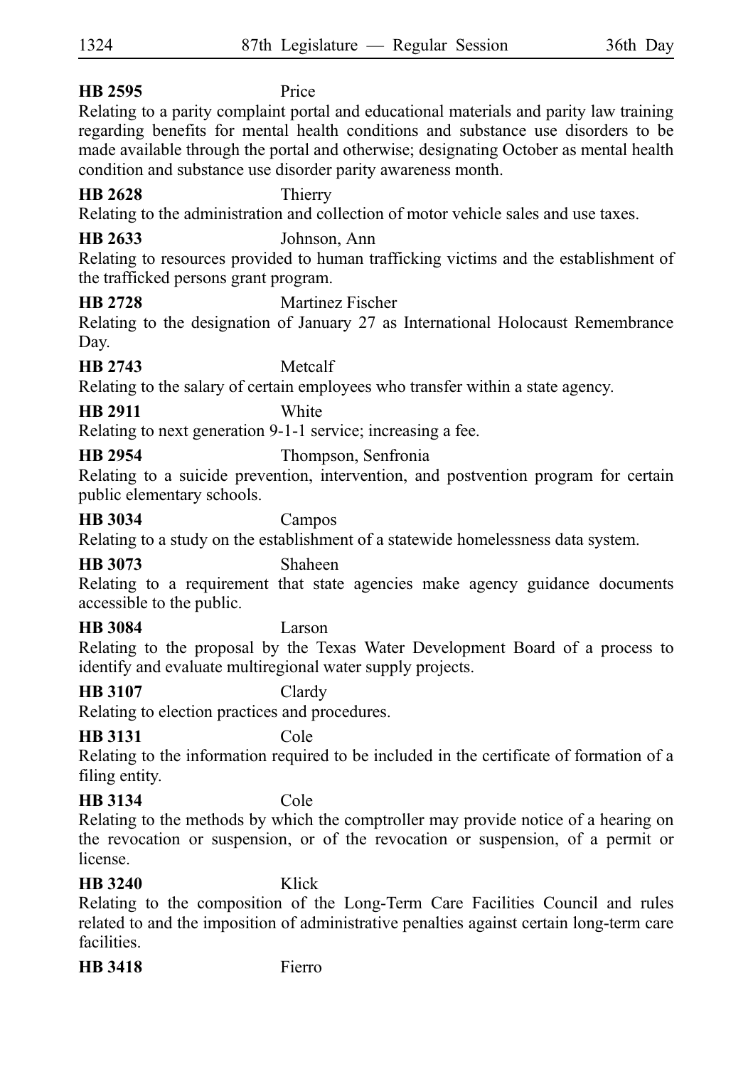**HB 2595** Price

Relating to a parity complaint portal and educational materials and parity law training regarding benefits for mental health conditions and substance use disorders to be made available through the portal and otherwise; designating October as mental health condition and substance use disorder parity awareness month.

**HB 2628** Thierry

Relating to the administration and collection of motor vehicle sales and use taxes.

**HB 2633** Johnson, Ann

Relating to resources provided to human trafficking victims and the establishment of the trafficked persons grant program.

**HB 2728** Martinez Fischer

Relating to the designation of January 27 as International Holocaust Remembrance Day.

**HB 2743** Metcalf

Relating to the salary of certain employees who transfer within a state agency.

**HB 2911** White

Relating to next generation 9-1-1 service; increasing a fee.

**HB 2954** Thompson, Senfronia

Relating to a suicide prevention, intervention, and postvention program for certain public elementary schools.

**HB 3034** Campos

Relating to a study on the establishment of a statewide homelessness data system.

**HB 3073** Shaheen

Relating to a requirement that state agencies make agency guidance documents accessible to the public.

**HB 3084** Larson

Relating to the proposal by the Texas Water Development Board of a process to identify and evaluate multiregional water supply projects.

**HB 3107** Clardy

Relating to election practices and procedures.

**HB 3131** Cole

Relating to the information required to be included in the certificate of formation of a filing entity.

**HB 3134** Cole

Relating to the methods by which the comptroller may provide notice of a hearing on the revocation or suspension, or of the revocation or suspension, of a permit or license.

**HB 3240** Klick

Relating to the composition of the Long-Term Care Facilities Council and rules related to and the imposition of administrative penalties against certain long-term care facilities.

**HB 3418** Fierro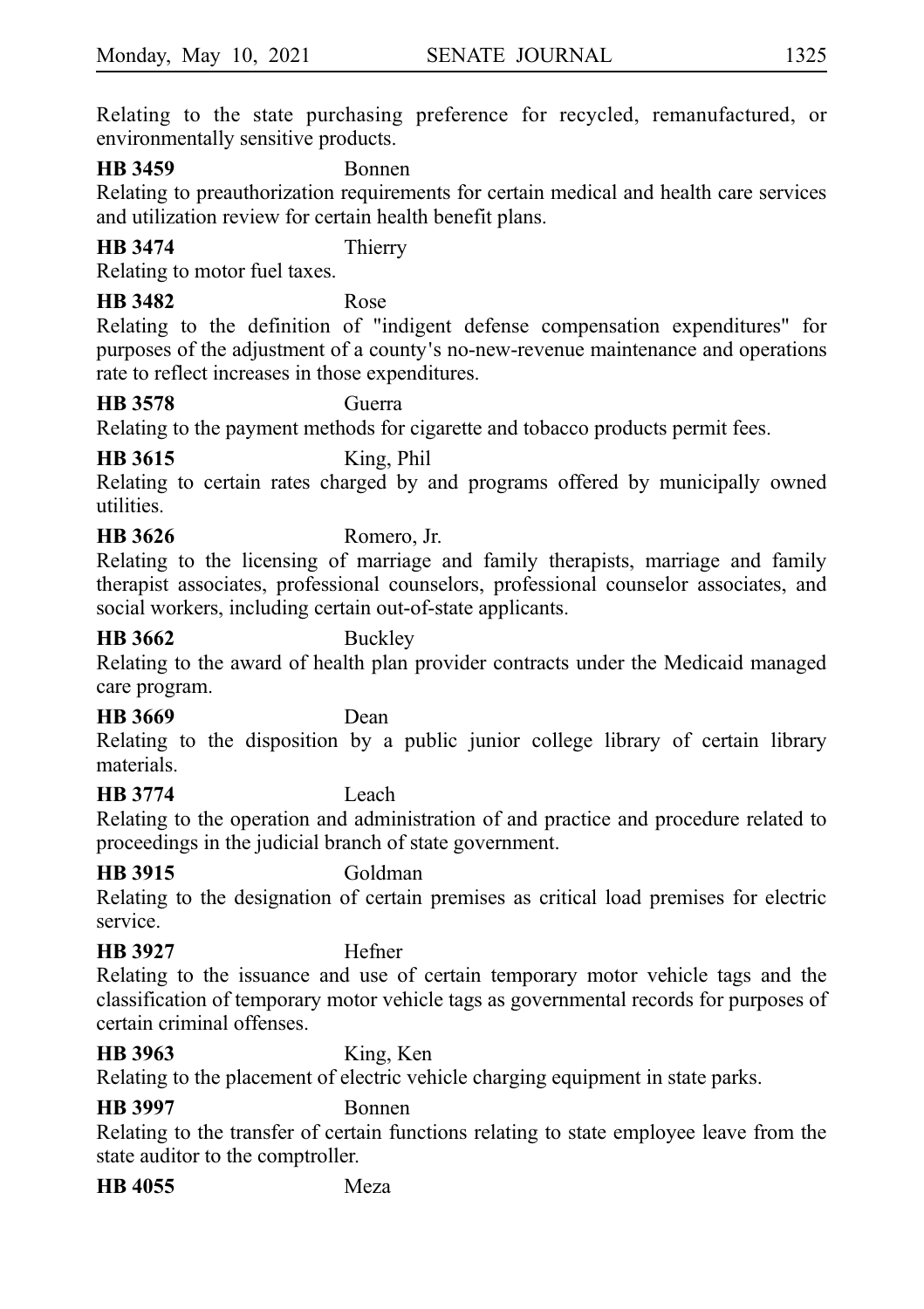Relating to the state purchasing preference for recycled, remanufactured, or environmentally sensitive products.

**HB 3459** Bonnen
Relating to preauthorization requirements for certain medical and health care services and utilization review for certain health benefit plans.

**HB 3474** Thierry
Relating to motor fuel taxes.

**HB 3482** Rose
Relating to the definition of "indigent defense compensation expenditures" for purposes of the adjustment of a county's no-new-revenue maintenance and operations rate to reflect increases in those expenditures.

**HB 3578** Guerra
Relating to the payment methods for cigarette and tobacco products permit fees.

**HB 3615** King, Phil
Relating to certain rates charged by and programs offered by municipally owned utilities.

**HB 3626** Romero, Jr.
Relating to the licensing of marriage and family therapists, marriage and family therapist associates, professional counselors, professional counselor associates, and social workers, including certain out-of-state applicants.

**HB 3662** Buckley
Relating to the award of health plan provider contracts under the Medicaid managed care program.

**HB 3669** Dean
Relating to the disposition by a public junior college library of certain library materials.

**HB 3774** Leach
Relating to the operation and administration of and practice and procedure related to proceedings in the judicial branch of state government.

**HB 3915** Goldman
Relating to the designation of certain premises as critical load premises for electric service.

**HB 3927** Hefner
Relating to the issuance and use of certain temporary motor vehicle tags and the classification of temporary motor vehicle tags as governmental records for purposes of certain criminal offenses.

**HB 3963** King, Ken
Relating to the placement of electric vehicle charging equipment in state parks.

**HB 3997** Bonnen
Relating to the transfer of certain functions relating to state employee leave from the state auditor to the comptroller.

**HB 4055** Meza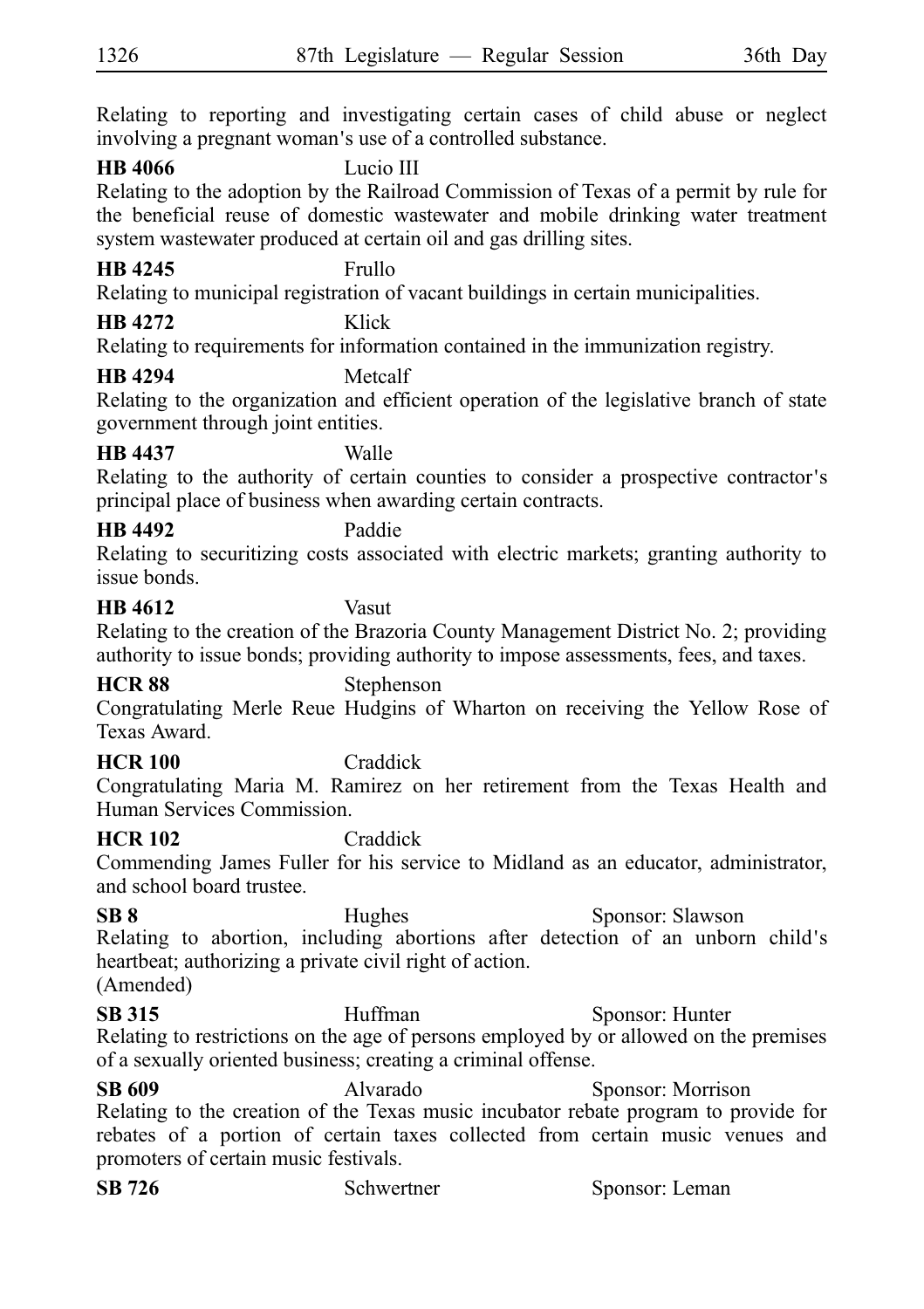Relating to reporting and investigating certain cases of child abuse or neglect involving a pregnant woman's use of a controlled substance.

**HB 4066** Lucio III
Relating to the adoption by the Railroad Commission of Texas of a permit by rule for the beneficial reuse of domestic wastewater and mobile drinking water treatment system wastewater produced at certain oil and gas drilling sites.

**HB 4245** Frullo
Relating to municipal registration of vacant buildings in certain municipalities.

**HB 4272** Klick
Relating to requirements for information contained in the immunization registry.

**HB 4294** Metcalf
Relating to the organization and efficient operation of the legislative branch of state government through joint entities.

**HB 4437** Walle
Relating to the authority of certain counties to consider a prospective contractor's principal place of business when awarding certain contracts.

**HB 4492** Paddie
Relating to securitizing costs associated with electric markets; granting authority to issue bonds.

**HB 4612** Vasut
Relating to the creation of the Brazoria County Management District No. 2; providing authority to issue bonds; providing authority to impose assessments, fees, and taxes.

**HCR 88** Stephenson
Congratulating Merle Reue Hudgins of Wharton on receiving the Yellow Rose of Texas Award.

**HCR 100** Craddick
Congratulating Maria M. Ramirez on her retirement from the Texas Health and Human Services Commission.

**HCR 102** Craddick
Commending James Fuller for his service to Midland as an educator, administrator, and school board trustee.

**SB 8** Hughes Sponsor: Slawson
Relating to abortion, including abortions after detection of an unborn child's heartbeat; authorizing a private civil right of action.
(Amended)

**SB 315** Huffman Sponsor: Hunter
Relating to restrictions on the age of persons employed by or allowed on the premises of a sexually oriented business; creating a criminal offense.

**SB 609** Alvarado Sponsor: Morrison
Relating to the creation of the Texas music incubator rebate program to provide for rebates of a portion of certain taxes collected from certain music venues and promoters of certain music festivals.

**SB 726** Schwertner Sponsor: Leman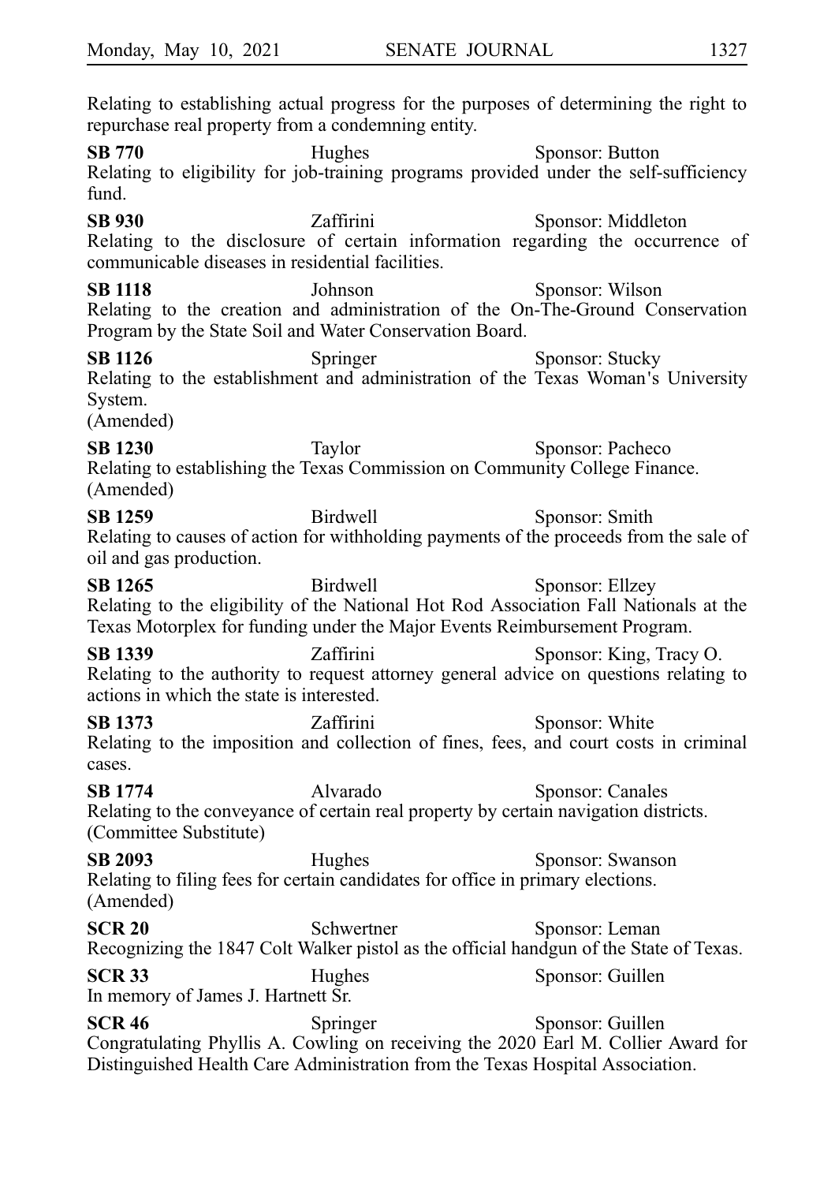Relating to establishing actual progress for the purposes of determining the right to repurchase real property from a condemning entity.

**SB 770** Hughes Sponsor: Button
Relating to eligibility for job-training programs provided under the self-sufficiency fund.

**SB 930** Zaffirini Sponsor: Middleton
Relating to the disclosure of certain information regarding the occurrence of communicable diseases in residential facilities.

**SB 1118** Johnson Sponsor: Wilson
Relating to the creation and administration of the On-The-Ground Conservation Program by the State Soil and Water Conservation Board.

**SB 1126** Springer Sponsor: Stucky
Relating to the establishment and administration of the Texas Woman's University System.
(Amended)

**SB 1230** Taylor Sponsor: Pacheco
Relating to establishing the Texas Commission on Community College Finance.
(Amended)

**SB 1259** Birdwell Sponsor: Smith
Relating to causes of action for withholding payments of the proceeds from the sale of oil and gas production.

**SB 1265** Birdwell Sponsor: Ellzey
Relating to the eligibility of the National Hot Rod Association Fall Nationals at the Texas Motorplex for funding under the Major Events Reimbursement Program.

**SB 1339** Zaffirini Sponsor: King, Tracy O.
Relating to the authority to request attorney general advice on questions relating to actions in which the state is interested.

**SB 1373** Zaffirini Sponsor: White
Relating to the imposition and collection of fines, fees, and court costs in criminal cases.

**SB 1774** Alvarado Sponsor: Canales
Relating to the conveyance of certain real property by certain navigation districts.
(Committee Substitute)

**SB 2093** Hughes Sponsor: Swanson
Relating to filing fees for certain candidates for office in primary elections.
(Amended)

**SCR 20** Schwertner Sponsor: Leman
Recognizing the 1847 Colt Walker pistol as the official handgun of the State of Texas.

**SCR 33** Hughes Sponsor: Guillen
In memory of James J. Hartnett Sr.

**SCR 46** Springer Sponsor: Guillen
Congratulating Phyllis A. Cowling on receiving the 2020 Earl M. Collier Award for Distinguished Health Care Administration from the Texas Hospital Association.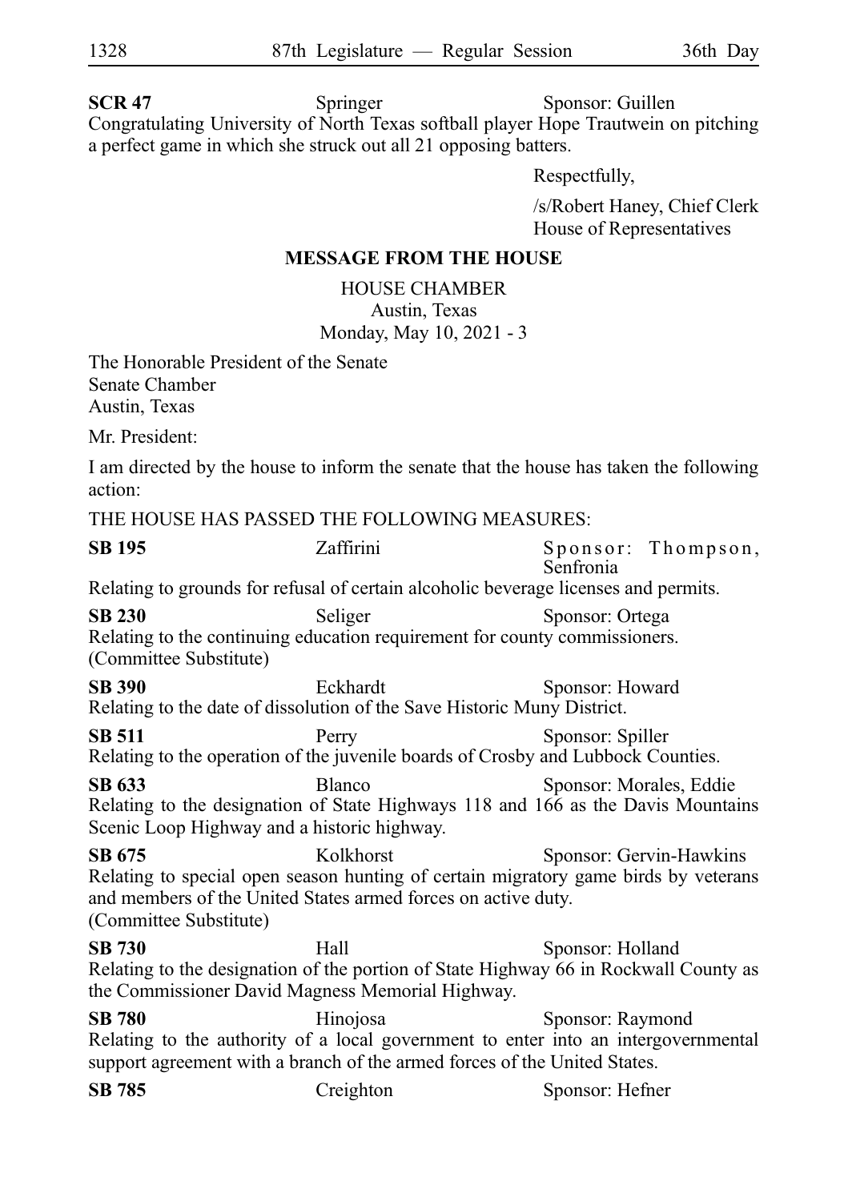**SCR 47** Springer Sponsor: Guillen
Congratulating University of North Texas softball player Hope Trautwein on pitching a perfect game in which she struck out all 21 opposing batters.

Respectfully,

/s/Robert Haney, Chief Clerk
House of Representatives

## MESSAGE FROM THE HOUSE

HOUSE CHAMBER
Austin, Texas
Monday, May 10, 2021 - 3

The Honorable President of the Senate
Senate Chamber
Austin, Texas

Mr. President:

I am directed by the house to inform the senate that the house has taken the following action:

THE HOUSE HAS PASSED THE FOLLOWING MEASURES:

**SB 195** Zaffirini Sponsor: Thompson, Senfronia
Relating to grounds for refusal of certain alcoholic beverage licenses and permits.

**SB 230** Seliger Sponsor: Ortega
Relating to the continuing education requirement for county commissioners.
(Committee Substitute)

**SB 390** Eckhardt Sponsor: Howard
Relating to the date of dissolution of the Save Historic Muny District.

**SB 511** Perry Sponsor: Spiller
Relating to the operation of the juvenile boards of Crosby and Lubbock Counties.

**SB 633** Blanco Sponsor: Morales, Eddie
Relating to the designation of State Highways 118 and 166 as the Davis Mountains Scenic Loop Highway and a historic highway.

**SB 675** Kolkhorst Sponsor: Gervin-Hawkins
Relating to special open season hunting of certain migratory game birds by veterans and members of the United States armed forces on active duty.
(Committee Substitute)

**SB 730** Hall Sponsor: Holland
Relating to the designation of the portion of State Highway 66 in Rockwall County as the Commissioner David Magness Memorial Highway.

**SB 780** Hinojosa Sponsor: Raymond
Relating to the authority of a local government to enter into an intergovernmental support agreement with a branch of the armed forces of the United States.

**SB 785** Creighton Sponsor: Hefner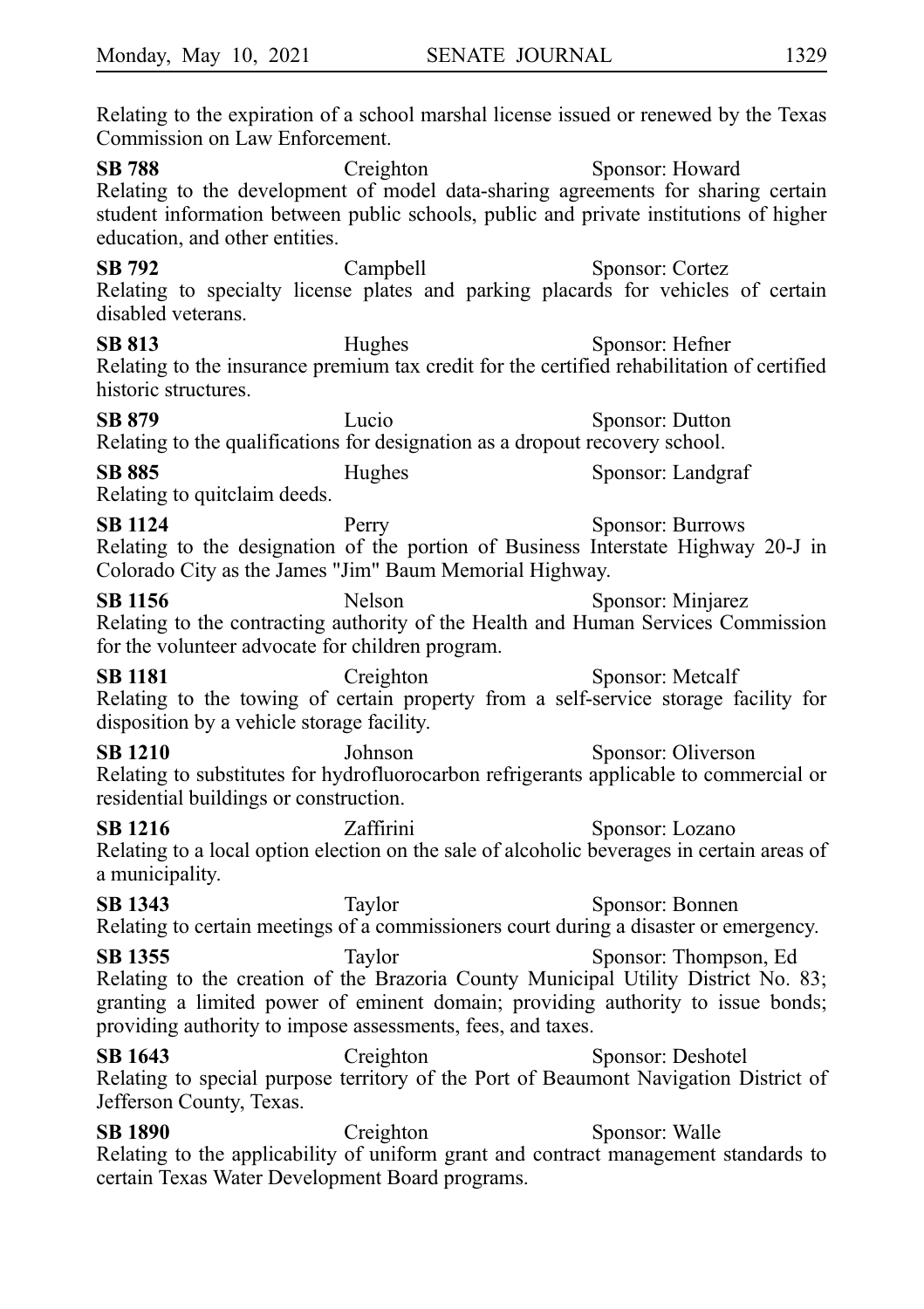Relating to the expiration of a school marshal license issued or renewed by the Texas Commission on Law Enforcement.

**SB 788** Creighton Sponsor: Howard
Relating to the development of model data-sharing agreements for sharing certain student information between public schools, public and private institutions of higher education, and other entities.

**SB 792** Campbell Sponsor: Cortez
Relating to specialty license plates and parking placards for vehicles of certain disabled veterans.

**SB 813** Hughes Sponsor: Hefner
Relating to the insurance premium tax credit for the certified rehabilitation of certified historic structures.

**SB 879** Lucio Sponsor: Dutton
Relating to the qualifications for designation as a dropout recovery school.

**SB 885** Hughes Sponsor: Landgraf
Relating to quitclaim deeds.

**SB 1124** Perry Sponsor: Burrows
Relating to the designation of the portion of Business Interstate Highway 20-J in Colorado City as the James "Jim" Baum Memorial Highway.

**SB 1156** Nelson Sponsor: Minjarez
Relating to the contracting authority of the Health and Human Services Commission for the volunteer advocate for children program.

**SB 1181** Creighton Sponsor: Metcalf
Relating to the towing of certain property from a self-service storage facility for disposition by a vehicle storage facility.

**SB 1210** Johnson Sponsor: Oliverson
Relating to substitutes for hydrofluorocarbon refrigerants applicable to commercial or residential buildings or construction.

**SB 1216** Zaffirini Sponsor: Lozano
Relating to a local option election on the sale of alcoholic beverages in certain areas of a municipality.

**SB 1343** Taylor Sponsor: Bonnen
Relating to certain meetings of a commissioners court during a disaster or emergency.

**SB 1355** Taylor Sponsor: Thompson, Ed
Relating to the creation of the Brazoria County Municipal Utility District No. 83; granting a limited power of eminent domain; providing authority to issue bonds; providing authority to impose assessments, fees, and taxes.

**SB 1643** Creighton Sponsor: Deshotel
Relating to special purpose territory of the Port of Beaumont Navigation District of Jefferson County, Texas.

**SB 1890** Creighton Sponsor: Walle
Relating to the applicability of uniform grant and contract management standards to certain Texas Water Development Board programs.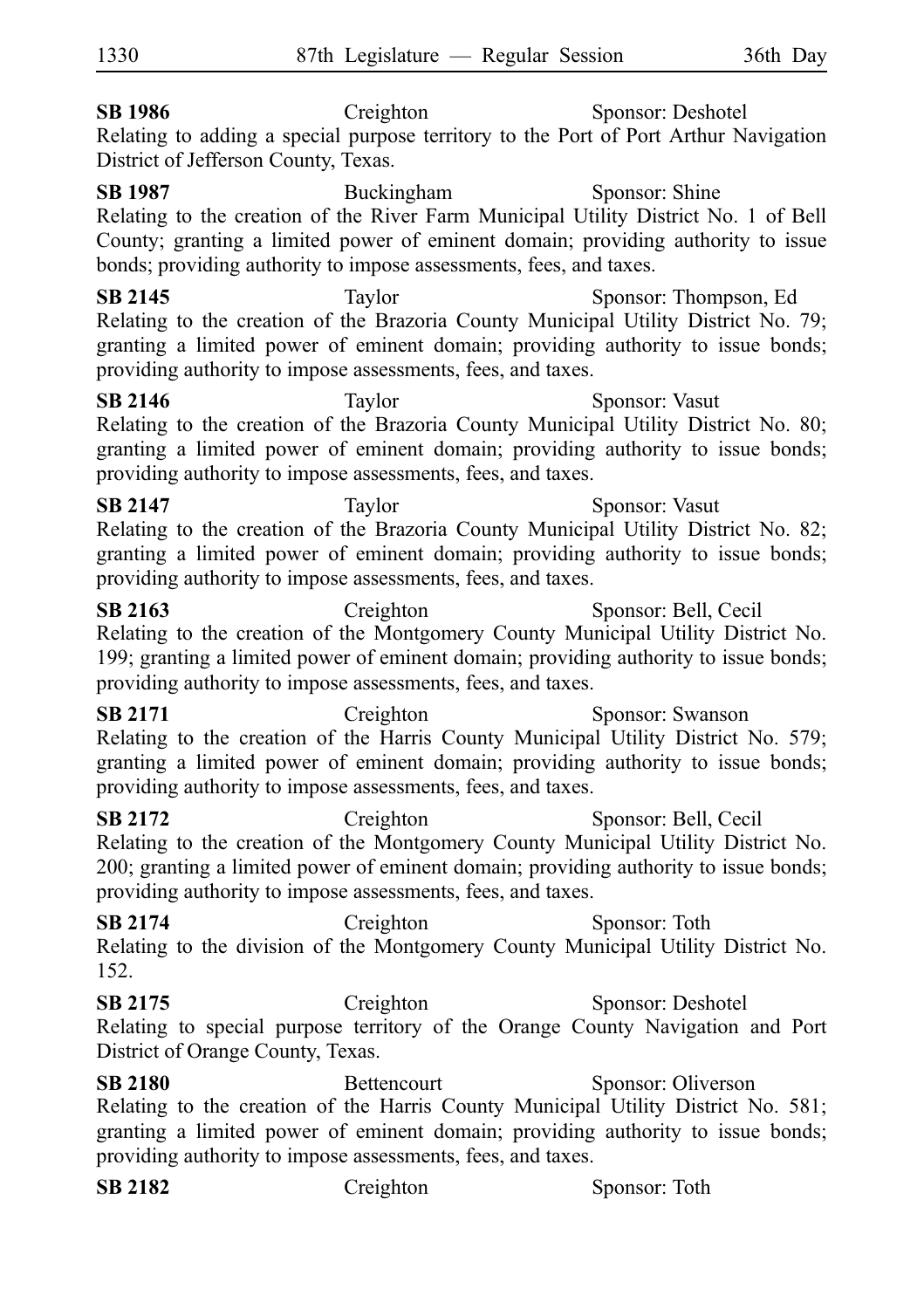**SB 1986** Creighton Sponsor: Deshotel
Relating to adding a special purpose territory to the Port of Port Arthur Navigation District of Jefferson County, Texas.

**SB 1987** Buckingham Sponsor: Shine
Relating to the creation of the River Farm Municipal Utility District No. 1 of Bell County; granting a limited power of eminent domain; providing authority to issue bonds; providing authority to impose assessments, fees, and taxes.

**SB 2145** Taylor Sponsor: Thompson, Ed
Relating to the creation of the Brazoria County Municipal Utility District No. 79; granting a limited power of eminent domain; providing authority to issue bonds; providing authority to impose assessments, fees, and taxes.

**SB 2146** Taylor Sponsor: Vasut
Relating to the creation of the Brazoria County Municipal Utility District No. 80; granting a limited power of eminent domain; providing authority to issue bonds; providing authority to impose assessments, fees, and taxes.

**SB 2147** Taylor Sponsor: Vasut
Relating to the creation of the Brazoria County Municipal Utility District No. 82; granting a limited power of eminent domain; providing authority to issue bonds; providing authority to impose assessments, fees, and taxes.

**SB 2163** Creighton Sponsor: Bell, Cecil
Relating to the creation of the Montgomery County Municipal Utility District No. 199; granting a limited power of eminent domain; providing authority to issue bonds; providing authority to impose assessments, fees, and taxes.

**SB 2171** Creighton Sponsor: Swanson
Relating to the creation of the Harris County Municipal Utility District No. 579; granting a limited power of eminent domain; providing authority to issue bonds; providing authority to impose assessments, fees, and taxes.

**SB 2172** Creighton Sponsor: Bell, Cecil
Relating to the creation of the Montgomery County Municipal Utility District No. 200; granting a limited power of eminent domain; providing authority to issue bonds; providing authority to impose assessments, fees, and taxes.

**SB 2174** Creighton Sponsor: Toth
Relating to the division of the Montgomery County Municipal Utility District No. 152.

**SB 2175** Creighton Sponsor: Deshotel
Relating to special purpose territory of the Orange County Navigation and Port District of Orange County, Texas.

**SB 2180** Bettencourt Sponsor: Oliverson
Relating to the creation of the Harris County Municipal Utility District No. 581; granting a limited power of eminent domain; providing authority to issue bonds; providing authority to impose assessments, fees, and taxes.

**SB 2182** Creighton Sponsor: Toth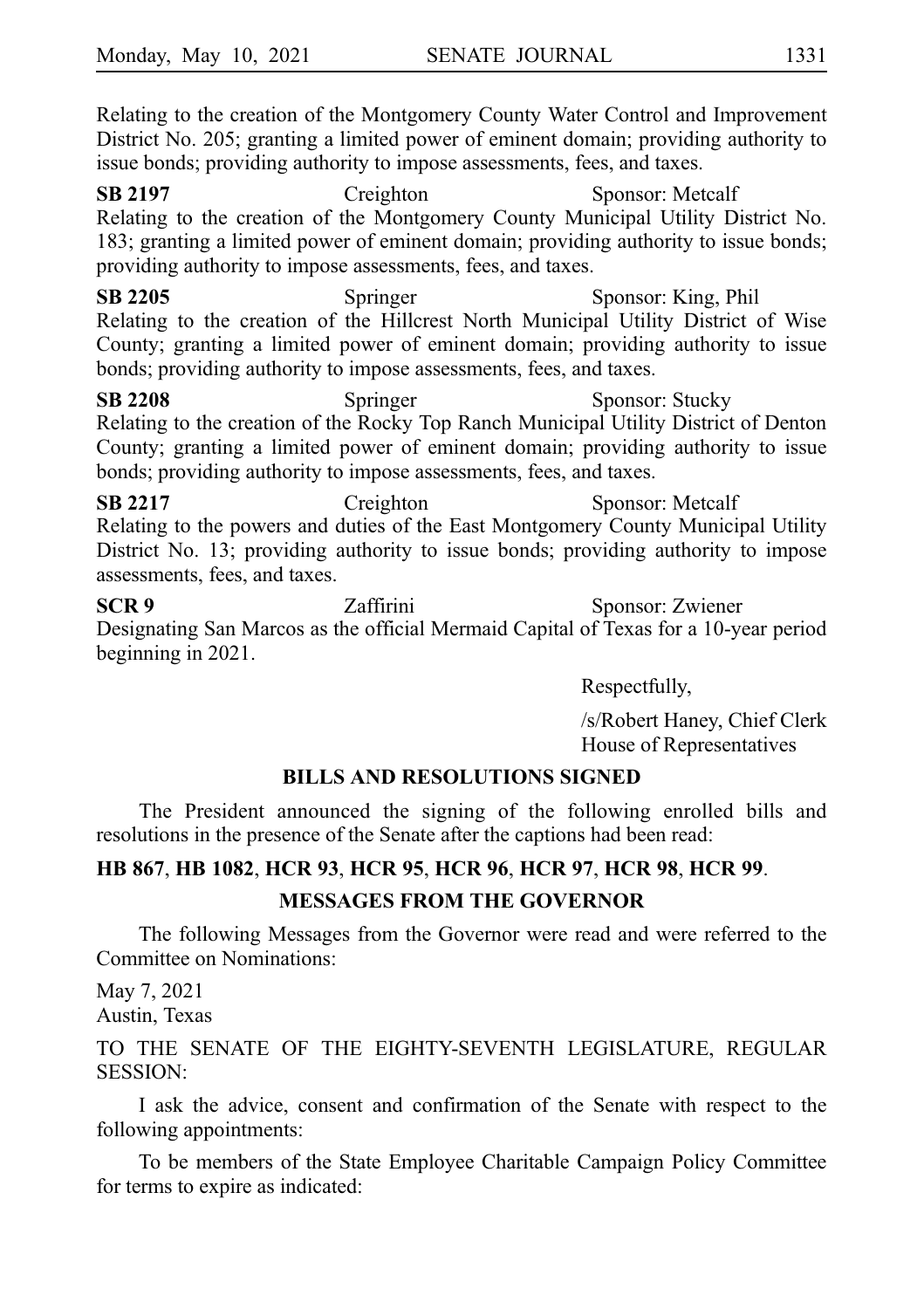Relating to the creation of the Montgomery County Water Control and Improvement District No. 205; granting a limited power of eminent domain; providing authority to issue bonds; providing authority to impose assessments, fees, and taxes.

**SB 2197** Creighton Sponsor: Metcalf
Relating to the creation of the Montgomery County Municipal Utility District No. 183; granting a limited power of eminent domain; providing authority to issue bonds; providing authority to impose assessments, fees, and taxes.

**SB 2205** Springer Sponsor: King, Phil
Relating to the creation of the Hillcrest North Municipal Utility District of Wise County; granting a limited power of eminent domain; providing authority to issue bonds; providing authority to impose assessments, fees, and taxes.

**SB 2208** Springer Sponsor: Stucky
Relating to the creation of the Rocky Top Ranch Municipal Utility District of Denton County; granting a limited power of eminent domain; providing authority to issue bonds; providing authority to impose assessments, fees, and taxes.

**SB 2217** Creighton Sponsor: Metcalf
Relating to the powers and duties of the East Montgomery County Municipal Utility District No. 13; providing authority to issue bonds; providing authority to impose assessments, fees, and taxes.

**SCR 9** Zaffirini Sponsor: Zwiener
Designating San Marcos as the official Mermaid Capital of Texas for a 10-year period beginning in 2021.

Respectfully,

/s/Robert Haney, Chief Clerk
House of Representatives

## BILLS AND RESOLUTIONS SIGNED

The President announced the signing of the following enrolled bills and resolutions in the presence of the Senate after the captions had been read:

**HB 867**, **HB 1082**, **HCR 93**, **HCR 95**, **HCR 96**, **HCR 97**, **HCR 98**, **HCR 99**.

## MESSAGES FROM THE GOVERNOR

The following Messages from the Governor were read and were referred to the Committee on Nominations:

May 7, 2021
Austin, Texas

TO THE SENATE OF THE EIGHTY-SEVENTH LEGISLATURE, REGULAR SESSION:

I ask the advice, consent and confirmation of the Senate with respect to the following appointments:

To be members of the State Employee Charitable Campaign Policy Committee for terms to expire as indicated: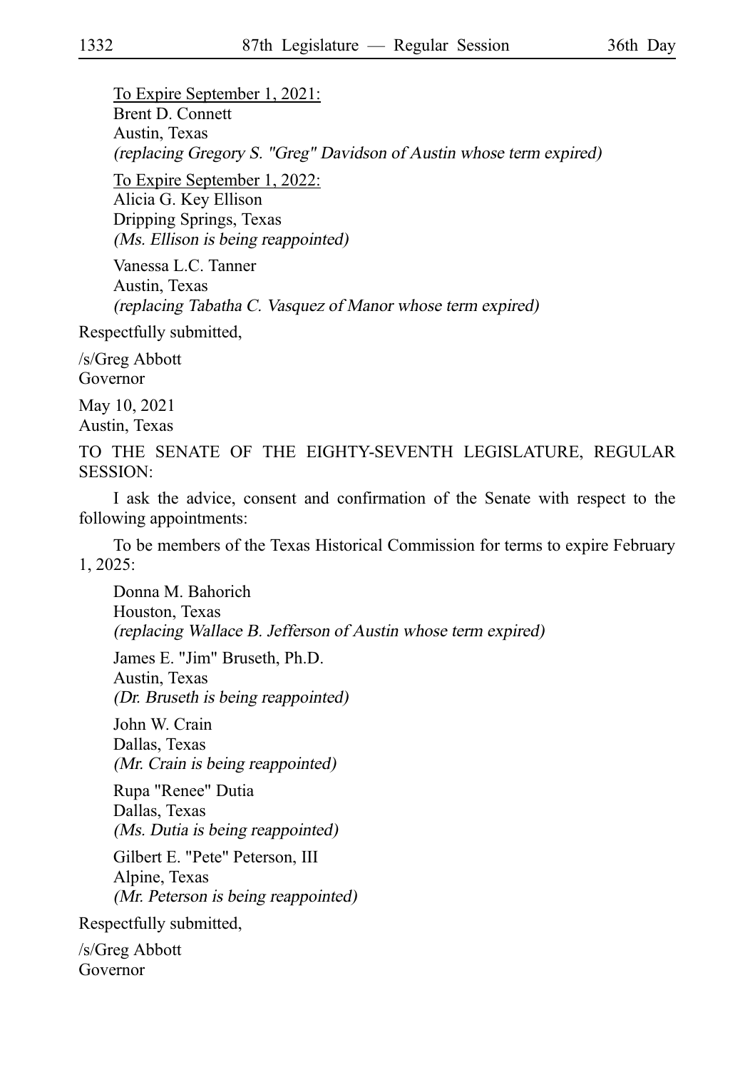To Expire September 1, 2021:
Brent D. Connett
Austin, Texas
*(replacing Gregory S. "Greg" Davidson of Austin whose term expired)*

To Expire September 1, 2022:
Alicia G. Key Ellison
Dripping Springs, Texas
*(Ms. Ellison is being reappointed)*

Vanessa L.C. Tanner
Austin, Texas
*(replacing Tabatha C. Vasquez of Manor whose term expired)*

Respectfully submitted,

/s/Greg Abbott
Governor

May 10, 2021
Austin, Texas

TO THE SENATE OF THE EIGHTY-SEVENTH LEGISLATURE, REGULAR SESSION:

I ask the advice, consent and confirmation of the Senate with respect to the following appointments:

To be members of the Texas Historical Commission for terms to expire February 1, 2025:

Donna M. Bahorich
Houston, Texas
*(replacing Wallace B. Jefferson of Austin whose term expired)*

James E. "Jim" Bruseth, Ph.D.
Austin, Texas
*(Dr. Bruseth is being reappointed)*

John W. Crain
Dallas, Texas
*(Mr. Crain is being reappointed)*

Rupa "Renee" Dutia
Dallas, Texas
*(Ms. Dutia is being reappointed)*

Gilbert E. "Pete" Peterson, III
Alpine, Texas
*(Mr. Peterson is being reappointed)*

Respectfully submitted,

/s/Greg Abbott
Governor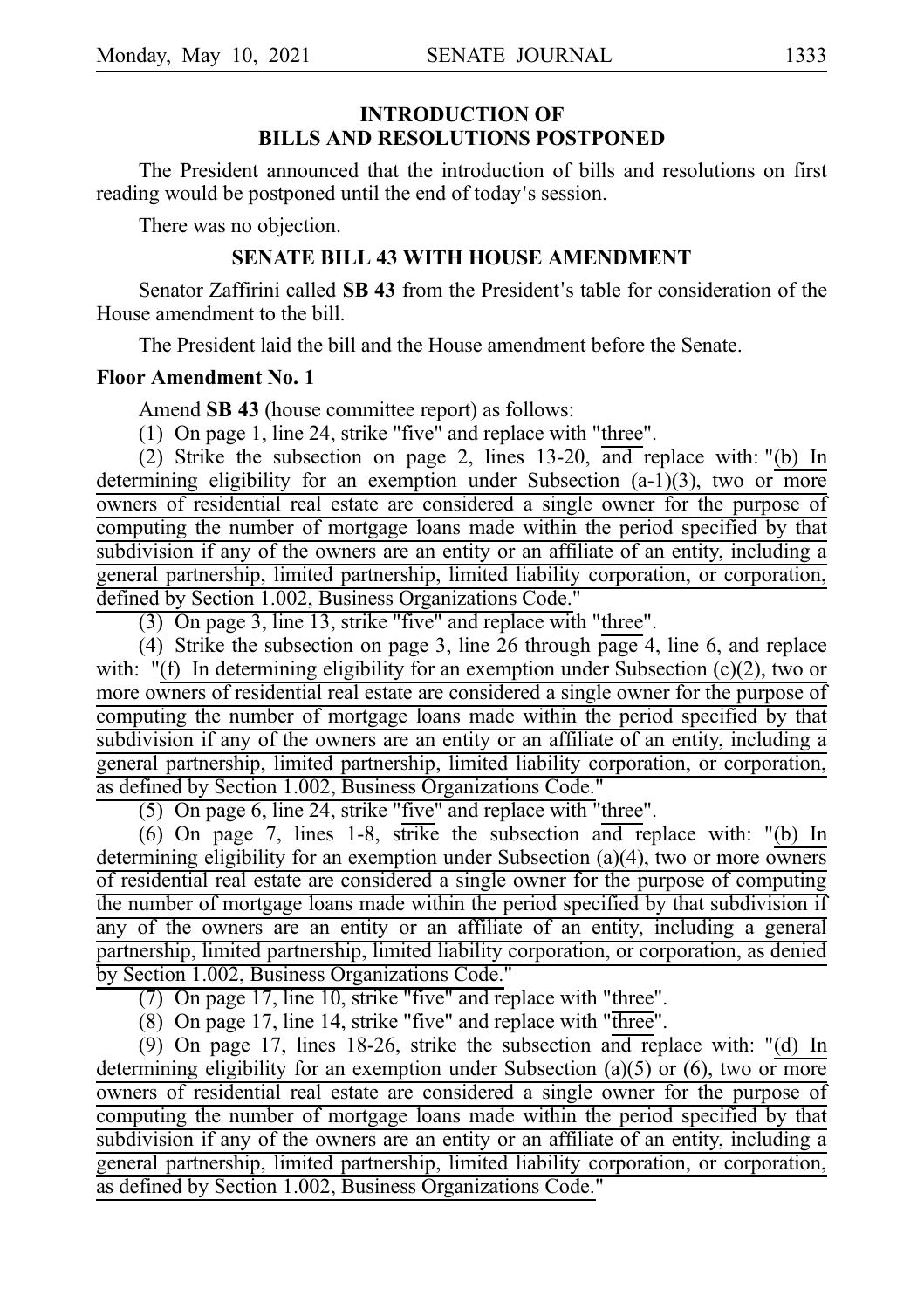## INTRODUCTION OF BILLS AND RESOLUTIONS POSTPONED

The President announced that the introduction of bills and resolutions on first reading would be postponed until the end of today's session.

There was no objection.

## SENATE BILL 43 WITH HOUSE AMENDMENT

Senator Zaffirini called **SB 43** from the President's table for consideration of the House amendment to the bill.

The President laid the bill and the House amendment before the Senate.

**Floor Amendment No. 1**

Amend **SB 43** (house committee report) as follows:

(1) On page 1, line 24, strike "five" and replace with "three".

(2) Strike the subsection on page 2, lines 13-20, and replace with: "(b) In determining eligibility for an exemption under Subsection (a-1)(3), two or more owners of residential real estate are considered a single owner for the purpose of computing the number of mortgage loans made within the period specified by that subdivision if any of the owners are an entity or an affiliate of an entity, including a general partnership, limited partnership, limited liability corporation, or corporation, defined by Section 1.002, Business Organizations Code."

(3) On page 3, line 13, strike "five" and replace with "three".

(4) Strike the subsection on page 3, line 26 through page 4, line 6, and replace with: "(f) In determining eligibility for an exemption under Subsection (c)(2), two or more owners of residential real estate are considered a single owner for the purpose of computing the number of mortgage loans made within the period specified by that subdivision if any of the owners are an entity or an affiliate of an entity, including a general partnership, limited partnership, limited liability corporation, or corporation, as defined by Section 1.002, Business Organizations Code."

(5) On page 6, line 24, strike "five" and replace with "three".

(6) On page 7, lines 1-8, strike the subsection and replace with: "(b) In determining eligibility for an exemption under Subsection (a)(4), two or more owners of residential real estate are considered a single owner for the purpose of computing the number of mortgage loans made within the period specified by that subdivision if any of the owners are an entity or an affiliate of an entity, including a general partnership, limited partnership, limited liability corporation, or corporation, as denied by Section 1.002, Business Organizations Code."

(7) On page 17, line 10, strike "five" and replace with "three".

(8) On page 17, line 14, strike "five" and replace with "three".

(9) On page 17, lines 18-26, strike the subsection and replace with: "(d) In determining eligibility for an exemption under Subsection (a)(5) or (6), two or more owners of residential real estate are considered a single owner for the purpose of computing the number of mortgage loans made within the period specified by that subdivision if any of the owners are an entity or an affiliate of an entity, including a general partnership, limited partnership, limited liability corporation, or corporation, as defined by Section 1.002, Business Organizations Code."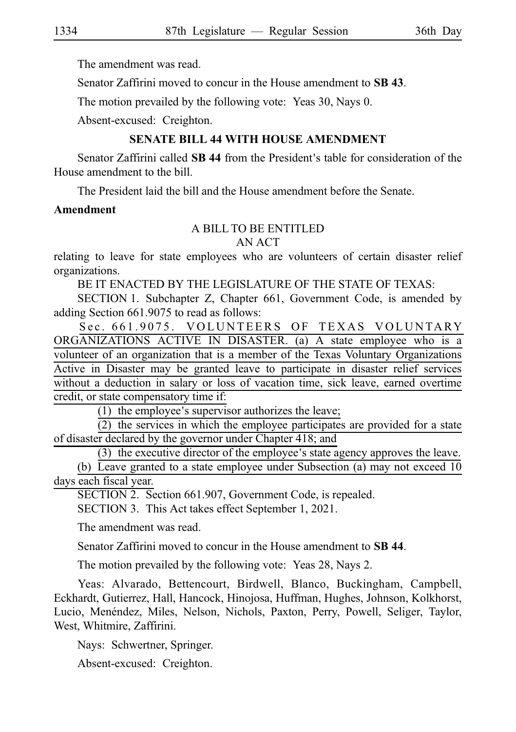The amendment was read.

Senator Zaffirini moved to concur in the House amendment to **SB 43**.

The motion prevailed by the following vote: Yeas 30, Nays 0.

Absent-excused: Creighton.

## SENATE BILL 44 WITH HOUSE AMENDMENT

Senator Zaffirini called **SB 44** from the President's table for consideration of the House amendment to the bill.

The President laid the bill and the House amendment before the Senate.

**Amendment**

A BILL TO BE ENTITLED
AN ACT

relating to leave for state employees who are volunteers of certain disaster relief organizations.

BE IT ENACTED BY THE LEGISLATURE OF THE STATE OF TEXAS:

SECTION 1. Subchapter Z, Chapter 661, Government Code, is amended by adding Section 661.9075 to read as follows:

Sec. 661.9075. VOLUNTEERS OF TEXAS VOLUNTARY ORGANIZATIONS ACTIVE IN DISASTER. (a) A state employee who is a volunteer of an organization that is a member of the Texas Voluntary Organizations Active in Disaster may be granted leave to participate in disaster relief services without a deduction in salary or loss of vacation time, sick leave, earned overtime credit, or state compensatory time if:

(1) the employee's supervisor authorizes the leave;

(2) the services in which the employee participates are provided for a state of disaster declared by the governor under Chapter 418; and

(3) the executive director of the employee's state agency approves the leave.

(b) Leave granted to a state employee under Subsection (a) may not exceed 10 days each fiscal year.

SECTION 2. Section 661.907, Government Code, is repealed.

SECTION 3. This Act takes effect September 1, 2021.

The amendment was read.

Senator Zaffirini moved to concur in the House amendment to **SB 44**.

The motion prevailed by the following vote: Yeas 28, Nays 2.

Yeas: Alvarado, Bettencourt, Birdwell, Blanco, Buckingham, Campbell, Eckhardt, Gutierrez, Hall, Hancock, Hinojosa, Huffman, Hughes, Johnson, Kolkhorst, Lucio, Menéndez, Miles, Nelson, Nichols, Paxton, Perry, Powell, Seliger, Taylor, West, Whitmire, Zaffirini.

Nays: Schwertner, Springer.

Absent-excused: Creighton.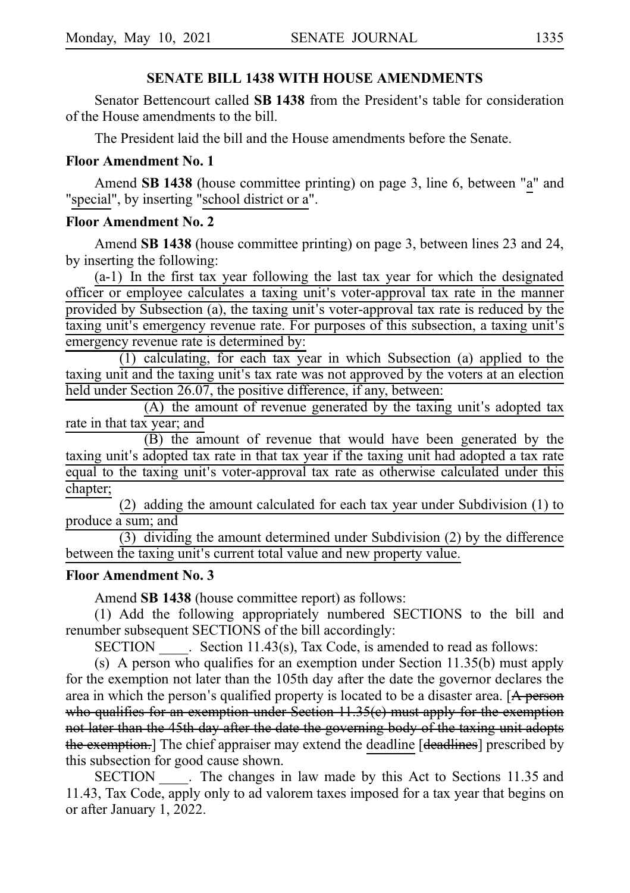## SENATE BILL 1438 WITH HOUSE AMENDMENTS

Senator Bettencourt called **SB 1438** from the President's table for consideration of the House amendments to the bill.

The President laid the bill and the House amendments before the Senate.

**Floor Amendment No. 1**

Amend **SB 1438** (house committee printing) on page 3, line 6, between "a" and "special", by inserting "school district or a".

**Floor Amendment No. 2**

Amend **SB 1438** (house committee printing) on page 3, between lines 23 and 24, by inserting the following:

(a-1) In the first tax year following the last tax year for which the designated officer or employee calculates a taxing unit's voter-approval tax rate in the manner provided by Subsection (a), the taxing unit's voter-approval tax rate is reduced by the taxing unit's emergency revenue rate. For purposes of this subsection, a taxing unit's emergency revenue rate is determined by:

(1) calculating, for each tax year in which Subsection (a) applied to the taxing unit and the taxing unit's tax rate was not approved by the voters at an election held under Section 26.07, the positive difference, if any, between:

(A) the amount of revenue generated by the taxing unit's adopted tax rate in that tax year; and

(B) the amount of revenue that would have been generated by the taxing unit's adopted tax rate in that tax year if the taxing unit had adopted a tax rate equal to the taxing unit's voter-approval tax rate as otherwise calculated under this chapter;

(2) adding the amount calculated for each tax year under Subdivision (1) to produce a sum; and

(3) dividing the amount determined under Subdivision (2) by the difference between the taxing unit's current total value and new property value.

**Floor Amendment No. 3**

Amend **SB 1438** (house committee report) as follows:

(1) Add the following appropriately numbered SECTIONS to the bill and renumber subsequent SECTIONS of the bill accordingly:

SECTION \_\_\_\_. Section 11.43(s), Tax Code, is amended to read as follows:

(s) A person who qualifies for an exemption under Section 11.35(b) must apply for the exemption not later than the 105th day after the date the governor declares the area in which the person's qualified property is located to be a disaster area. [~~A person who qualifies for an exemption under Section 11.35(c) must apply for the exemption not later than the 45th day after the date the governing body of the taxing unit adopts the exemption.~~] The chief appraiser may extend the deadline [~~deadlines~~] prescribed by this subsection for good cause shown.

SECTION \_\_\_\_. The changes in law made by this Act to Sections 11.35 and 11.43, Tax Code, apply only to ad valorem taxes imposed for a tax year that begins on or after January 1, 2022.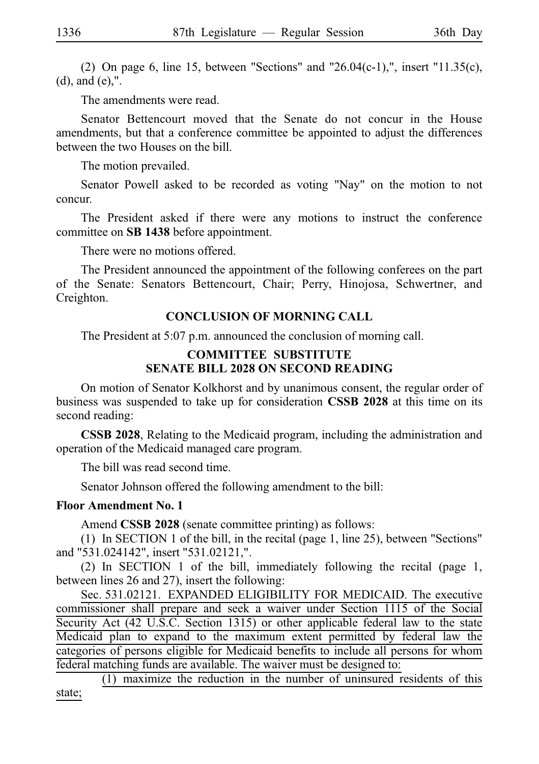(2) On page 6, line 15, between "Sections" and "26.04(c-1),", insert "11.35(c), (d), and (e),".

The amendments were read.

Senator Bettencourt moved that the Senate do not concur in the House amendments, but that a conference committee be appointed to adjust the differences between the two Houses on the bill.

The motion prevailed.

Senator Powell asked to be recorded as voting "Nay" on the motion to not concur.

The President asked if there were any motions to instruct the conference committee on **SB 1438** before appointment.

There were no motions offered.

The President announced the appointment of the following conferees on the part of the Senate: Senators Bettencourt, Chair; Perry, Hinojosa, Schwertner, and Creighton.

## CONCLUSION OF MORNING CALL

The President at 5:07 p.m. announced the conclusion of morning call.

## COMMITTEE SUBSTITUTE SENATE BILL 2028 ON SECOND READING

On motion of Senator Kolkhorst and by unanimous consent, the regular order of business was suspended to take up for consideration **CSSB 2028** at this time on its second reading:

**CSSB 2028**, Relating to the Medicaid program, including the administration and operation of the Medicaid managed care program.

The bill was read second time.

Senator Johnson offered the following amendment to the bill:

**Floor Amendment No. 1**

Amend **CSSB 2028** (senate committee printing) as follows:

(1) In SECTION 1 of the bill, in the recital (page 1, line 25), between "Sections" and "531.024142", insert "531.02121,".

(2) In SECTION 1 of the bill, immediately following the recital (page 1, between lines 26 and 27), insert the following:

Sec. 531.02121. EXPANDED ELIGIBILITY FOR MEDICAID. The executive commissioner shall prepare and seek a waiver under Section 1115 of the Social Security Act (42 U.S.C. Section 1315) or other applicable federal law to the state Medicaid plan to expand to the maximum extent permitted by federal law the categories of persons eligible for Medicaid benefits to include all persons for whom federal matching funds are available. The waiver must be designed to:

(1) maximize the reduction in the number of uninsured residents of this state;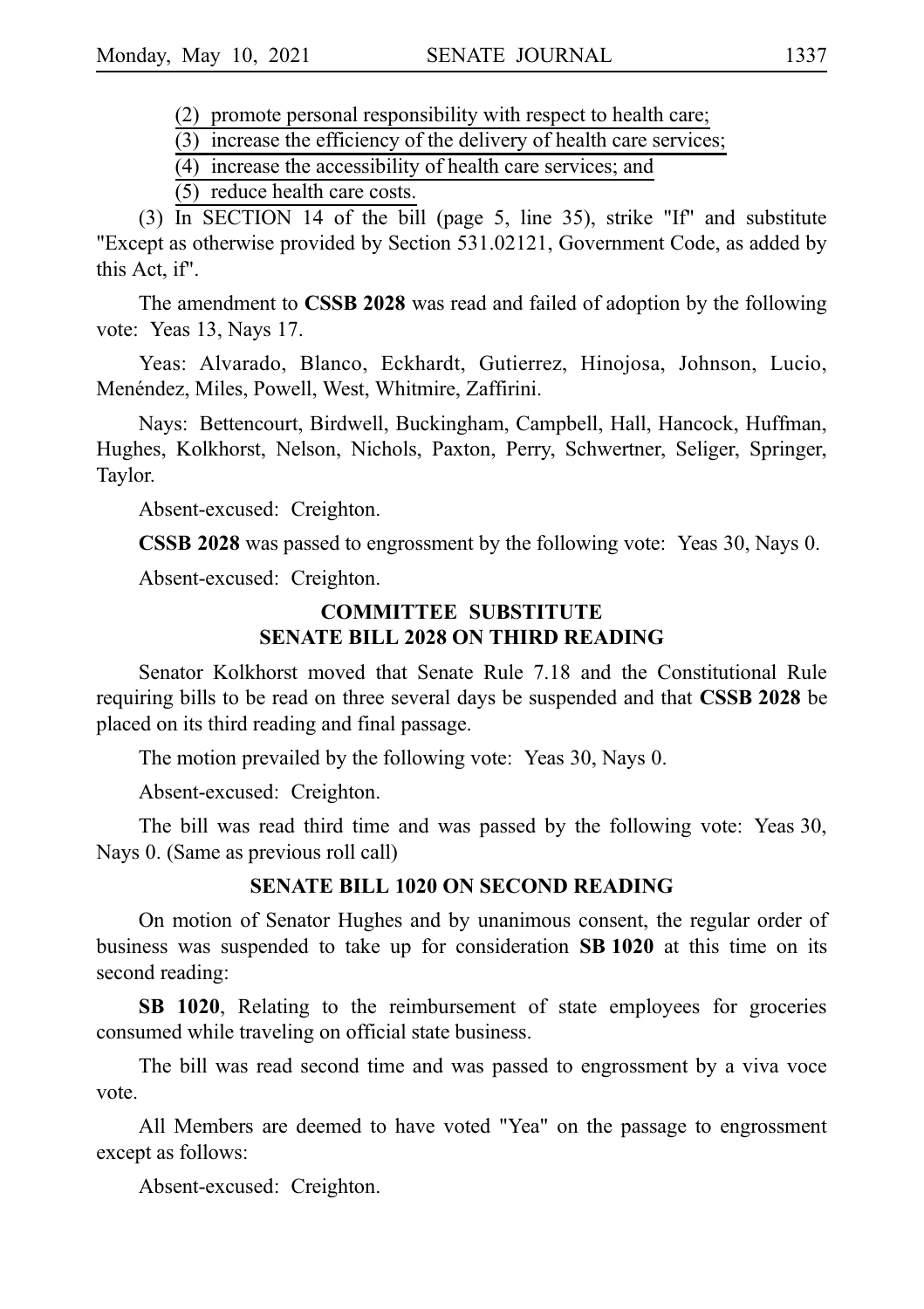(2) promote personal responsibility with respect to health care;

(3) increase the efficiency of the delivery of health care services;

(4) increase the accessibility of health care services; and

(5) reduce health care costs.

(3) In SECTION 14 of the bill (page 5, line 35), strike "If" and substitute "Except as otherwise provided by Section 531.02121, Government Code, as added by this Act, if".

The amendment to **CSSB 2028** was read and failed of adoption by the following vote: Yeas 13, Nays 17.

Yeas: Alvarado, Blanco, Eckhardt, Gutierrez, Hinojosa, Johnson, Lucio, Menéndez, Miles, Powell, West, Whitmire, Zaffirini.

Nays: Bettencourt, Birdwell, Buckingham, Campbell, Hall, Hancock, Huffman, Hughes, Kolkhorst, Nelson, Nichols, Paxton, Perry, Schwertner, Seliger, Springer, Taylor.

Absent-excused: Creighton.

**CSSB 2028** was passed to engrossment by the following vote: Yeas 30, Nays 0.

Absent-excused: Creighton.

## COMMITTEE SUBSTITUTE SENATE BILL 2028 ON THIRD READING

Senator Kolkhorst moved that Senate Rule 7.18 and the Constitutional Rule requiring bills to be read on three several days be suspended and that **CSSB 2028** be placed on its third reading and final passage.

The motion prevailed by the following vote: Yeas 30, Nays 0.

Absent-excused: Creighton.

The bill was read third time and was passed by the following vote: Yeas 30, Nays 0. (Same as previous roll call)

## SENATE BILL 1020 ON SECOND READING

On motion of Senator Hughes and by unanimous consent, the regular order of business was suspended to take up for consideration **SB 1020** at this time on its second reading:

**SB 1020**, Relating to the reimbursement of state employees for groceries consumed while traveling on official state business.

The bill was read second time and was passed to engrossment by a viva voce vote.

All Members are deemed to have voted "Yea" on the passage to engrossment except as follows:

Absent-excused: Creighton.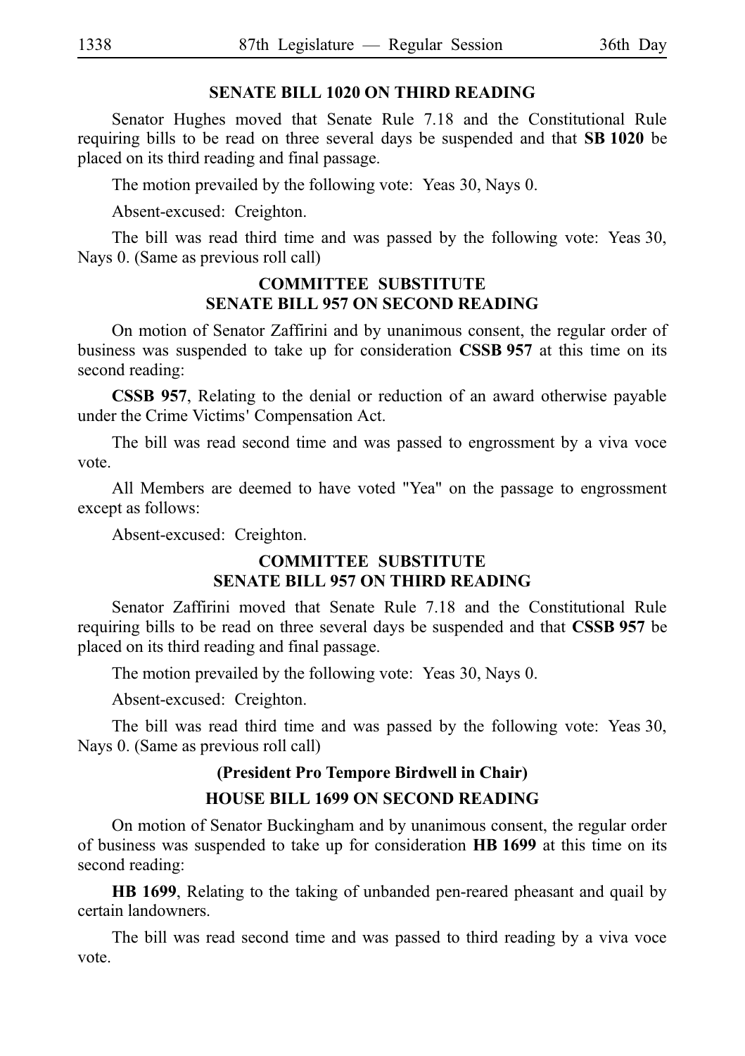**SENATE BILL 1020 ON THIRD READING**

Senator Hughes moved that Senate Rule 7.18 and the Constitutional Rule requiring bills to be read on three several days be suspended and that **SB 1020** be placed on its third reading and final passage.

The motion prevailed by the following vote: Yeas 30, Nays 0.

Absent-excused: Creighton.

The bill was read third time and was passed by the following vote: Yeas 30, Nays 0. (Same as previous roll call)

**COMMITTEE SUBSTITUTE SENATE BILL 957 ON SECOND READING**

On motion of Senator Zaffirini and by unanimous consent, the regular order of business was suspended to take up for consideration **CSSB 957** at this time on its second reading:

**CSSB 957**, Relating to the denial or reduction of an award otherwise payable under the Crime Victims' Compensation Act.

The bill was read second time and was passed to engrossment by a viva voce vote.

All Members are deemed to have voted "Yea" on the passage to engrossment except as follows:

Absent-excused: Creighton.

**COMMITTEE SUBSTITUTE SENATE BILL 957 ON THIRD READING**

Senator Zaffirini moved that Senate Rule 7.18 and the Constitutional Rule requiring bills to be read on three several days be suspended and that **CSSB 957** be placed on its third reading and final passage.

The motion prevailed by the following vote: Yeas 30, Nays 0.

Absent-excused: Creighton.

The bill was read third time and was passed by the following vote: Yeas 30, Nays 0. (Same as previous roll call)

**(President Pro Tempore Birdwell in Chair)**

**HOUSE BILL 1699 ON SECOND READING**

On motion of Senator Buckingham and by unanimous consent, the regular order of business was suspended to take up for consideration **HB 1699** at this time on its second reading:

**HB 1699**, Relating to the taking of unbanded pen-reared pheasant and quail by certain landowners.

The bill was read second time and was passed to third reading by a viva voce vote.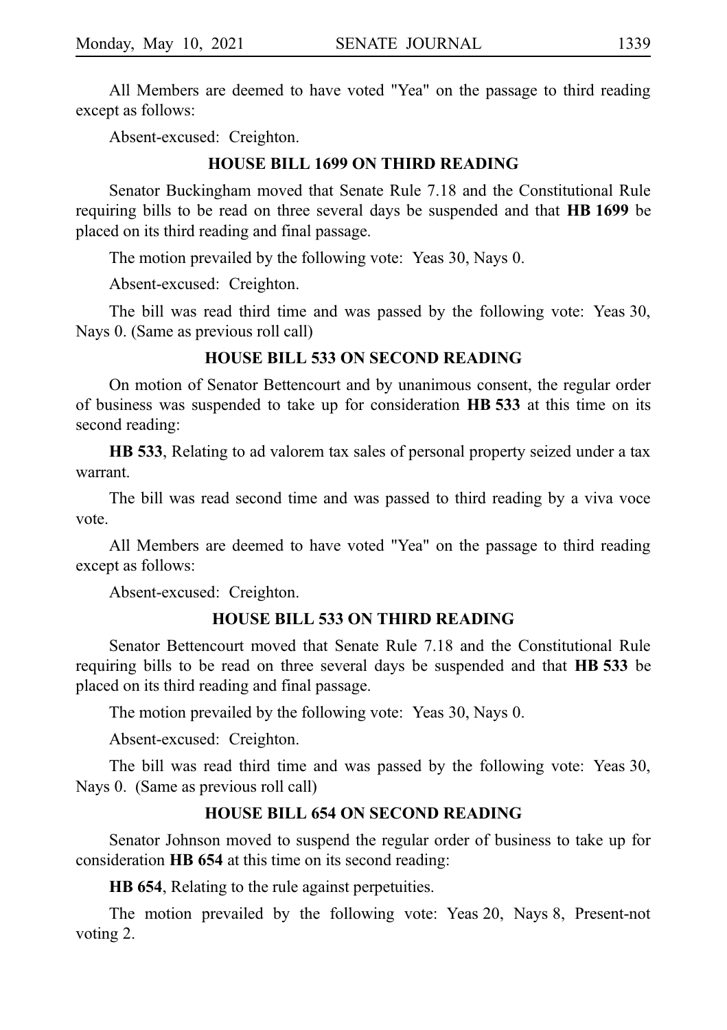All Members are deemed to have voted "Yea" on the passage to third reading except as follows:

Absent-excused: Creighton.

### HOUSE BILL 1699 ON THIRD READING

Senator Buckingham moved that Senate Rule 7.18 and the Constitutional Rule requiring bills to be read on three several days be suspended and that **HB 1699** be placed on its third reading and final passage.

The motion prevailed by the following vote: Yeas 30, Nays 0.

Absent-excused: Creighton.

The bill was read third time and was passed by the following vote: Yeas 30, Nays 0. (Same as previous roll call)

### HOUSE BILL 533 ON SECOND READING

On motion of Senator Bettencourt and by unanimous consent, the regular order of business was suspended to take up for consideration **HB 533** at this time on its second reading:

**HB 533**, Relating to ad valorem tax sales of personal property seized under a tax warrant.

The bill was read second time and was passed to third reading by a viva voce vote.

All Members are deemed to have voted "Yea" on the passage to third reading except as follows:

Absent-excused: Creighton.

### HOUSE BILL 533 ON THIRD READING

Senator Bettencourt moved that Senate Rule 7.18 and the Constitutional Rule requiring bills to be read on three several days be suspended and that **HB 533** be placed on its third reading and final passage.

The motion prevailed by the following vote: Yeas 30, Nays 0.

Absent-excused: Creighton.

The bill was read third time and was passed by the following vote: Yeas 30, Nays 0. (Same as previous roll call)

### HOUSE BILL 654 ON SECOND READING

Senator Johnson moved to suspend the regular order of business to take up for consideration **HB 654** at this time on its second reading:

**HB 654**, Relating to the rule against perpetuities.

The motion prevailed by the following vote: Yeas 20, Nays 8, Present-not voting 2.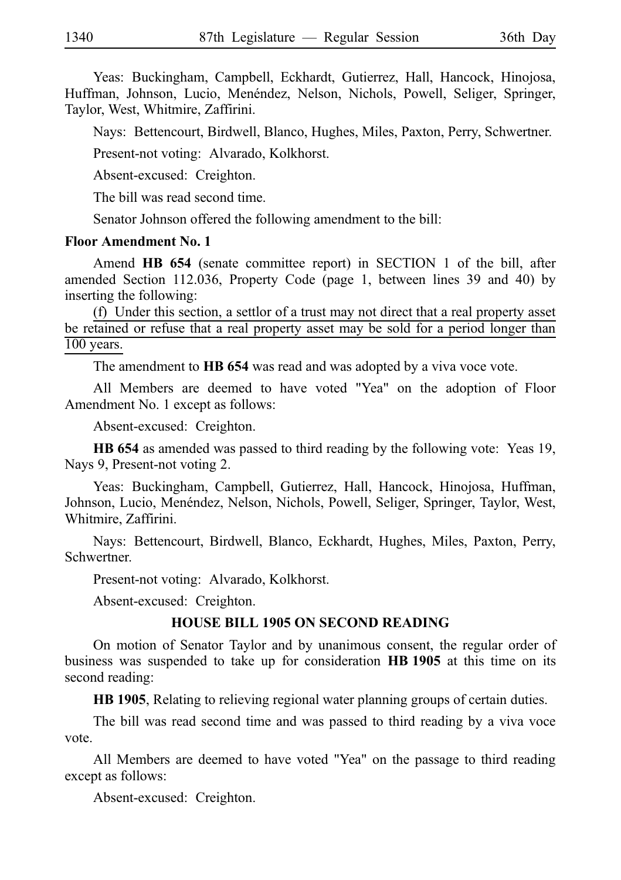Yeas: Buckingham, Campbell, Eckhardt, Gutierrez, Hall, Hancock, Hinojosa, Huffman, Johnson, Lucio, Menéndez, Nelson, Nichols, Powell, Seliger, Springer, Taylor, West, Whitmire, Zaffirini.

Nays: Bettencourt, Birdwell, Blanco, Hughes, Miles, Paxton, Perry, Schwertner.

Present-not voting: Alvarado, Kolkhorst.

Absent-excused: Creighton.

The bill was read second time.

Senator Johnson offered the following amendment to the bill:

**Floor Amendment No. 1**

Amend **HB 654** (senate committee report) in SECTION 1 of the bill, after amended Section 112.036, Property Code (page 1, between lines 39 and 40) by inserting the following:

(f) Under this section, a settlor of a trust may not direct that a real property asset be retained or refuse that a real property asset may be sold for a period longer than 100 years.

The amendment to **HB 654** was read and was adopted by a viva voce vote.

All Members are deemed to have voted "Yea" on the adoption of Floor Amendment No. 1 except as follows:

Absent-excused: Creighton.

**HB 654** as amended was passed to third reading by the following vote: Yeas 19, Nays 9, Present-not voting 2.

Yeas: Buckingham, Campbell, Gutierrez, Hall, Hancock, Hinojosa, Huffman, Johnson, Lucio, Menéndez, Nelson, Nichols, Powell, Seliger, Springer, Taylor, West, Whitmire, Zaffirini.

Nays: Bettencourt, Birdwell, Blanco, Eckhardt, Hughes, Miles, Paxton, Perry, Schwertner.

Present-not voting: Alvarado, Kolkhorst.

Absent-excused: Creighton.

## HOUSE BILL 1905 ON SECOND READING

On motion of Senator Taylor and by unanimous consent, the regular order of business was suspended to take up for consideration **HB 1905** at this time on its second reading:

**HB 1905**, Relating to relieving regional water planning groups of certain duties.

The bill was read second time and was passed to third reading by a viva voce vote.

All Members are deemed to have voted "Yea" on the passage to third reading except as follows:

Absent-excused: Creighton.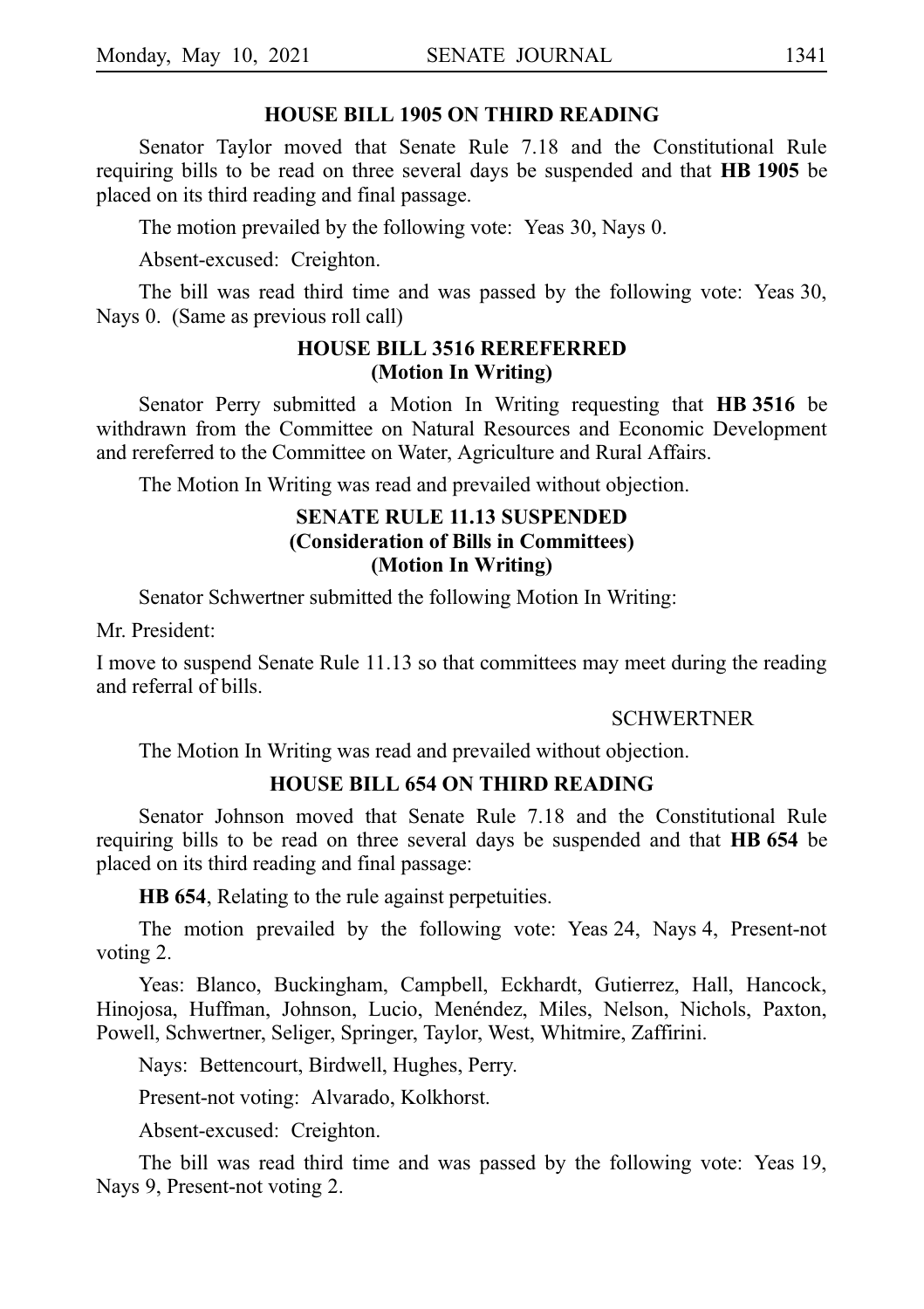### HOUSE BILL 1905 ON THIRD READING

Senator Taylor moved that Senate Rule 7.18 and the Constitutional Rule requiring bills to be read on three several days be suspended and that **HB 1905** be placed on its third reading and final passage.

The motion prevailed by the following vote: Yeas 30, Nays 0.

Absent-excused: Creighton.

The bill was read third time and was passed by the following vote: Yeas 30, Nays 0. (Same as previous roll call)

### HOUSE BILL 3516 REREFERRED (Motion In Writing)

Senator Perry submitted a Motion In Writing requesting that **HB 3516** be withdrawn from the Committee on Natural Resources and Economic Development and rereferred to the Committee on Water, Agriculture and Rural Affairs.

The Motion In Writing was read and prevailed without objection.

### SENATE RULE 11.13 SUSPENDED (Consideration of Bills in Committees) (Motion In Writing)

Senator Schwertner submitted the following Motion In Writing:

Mr. President:

I move to suspend Senate Rule 11.13 so that committees may meet during the reading and referral of bills.

SCHWERTNER

The Motion In Writing was read and prevailed without objection.

### HOUSE BILL 654 ON THIRD READING

Senator Johnson moved that Senate Rule 7.18 and the Constitutional Rule requiring bills to be read on three several days be suspended and that **HB 654** be placed on its third reading and final passage:

**HB 654**, Relating to the rule against perpetuities.

The motion prevailed by the following vote: Yeas 24, Nays 4, Present-not voting 2.

Yeas: Blanco, Buckingham, Campbell, Eckhardt, Gutierrez, Hall, Hancock, Hinojosa, Huffman, Johnson, Lucio, Menéndez, Miles, Nelson, Nichols, Paxton, Powell, Schwertner, Seliger, Springer, Taylor, West, Whitmire, Zaffirini.

Nays: Bettencourt, Birdwell, Hughes, Perry.

Present-not voting: Alvarado, Kolkhorst.

Absent-excused: Creighton.

The bill was read third time and was passed by the following vote: Yeas 19, Nays 9, Present-not voting 2.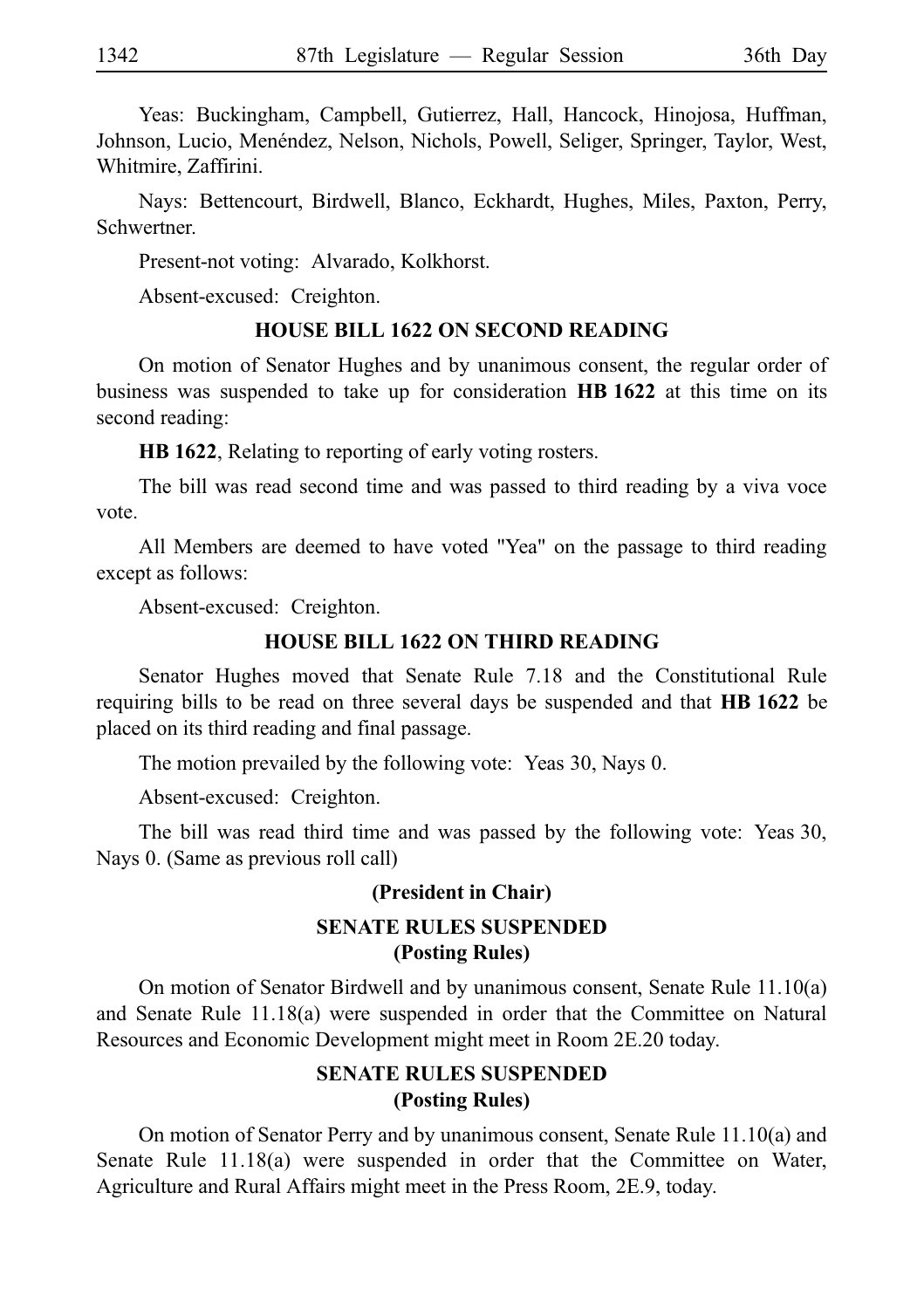Yeas: Buckingham, Campbell, Gutierrez, Hall, Hancock, Hinojosa, Huffman, Johnson, Lucio, Menéndez, Nelson, Nichols, Powell, Seliger, Springer, Taylor, West, Whitmire, Zaffirini.

Nays: Bettencourt, Birdwell, Blanco, Eckhardt, Hughes, Miles, Paxton, Perry, Schwertner.

Present-not voting: Alvarado, Kolkhorst.

Absent-excused: Creighton.

**HOUSE BILL 1622 ON SECOND READING**

On motion of Senator Hughes and by unanimous consent, the regular order of business was suspended to take up for consideration **HB 1622** at this time on its second reading:

**HB 1622**, Relating to reporting of early voting rosters.

The bill was read second time and was passed to third reading by a viva voce vote.

All Members are deemed to have voted "Yea" on the passage to third reading except as follows:

Absent-excused: Creighton.

**HOUSE BILL 1622 ON THIRD READING**

Senator Hughes moved that Senate Rule 7.18 and the Constitutional Rule requiring bills to be read on three several days be suspended and that **HB 1622** be placed on its third reading and final passage.

The motion prevailed by the following vote: Yeas 30, Nays 0.

Absent-excused: Creighton.

The bill was read third time and was passed by the following vote: Yeas 30, Nays 0. (Same as previous roll call)

**(President in Chair)**

**SENATE RULES SUSPENDED**
**(Posting Rules)**

On motion of Senator Birdwell and by unanimous consent, Senate Rule 11.10(a) and Senate Rule 11.18(a) were suspended in order that the Committee on Natural Resources and Economic Development might meet in Room 2E.20 today.

**SENATE RULES SUSPENDED**
**(Posting Rules)**

On motion of Senator Perry and by unanimous consent, Senate Rule 11.10(a) and Senate Rule 11.18(a) were suspended in order that the Committee on Water, Agriculture and Rural Affairs might meet in the Press Room, 2E.9, today.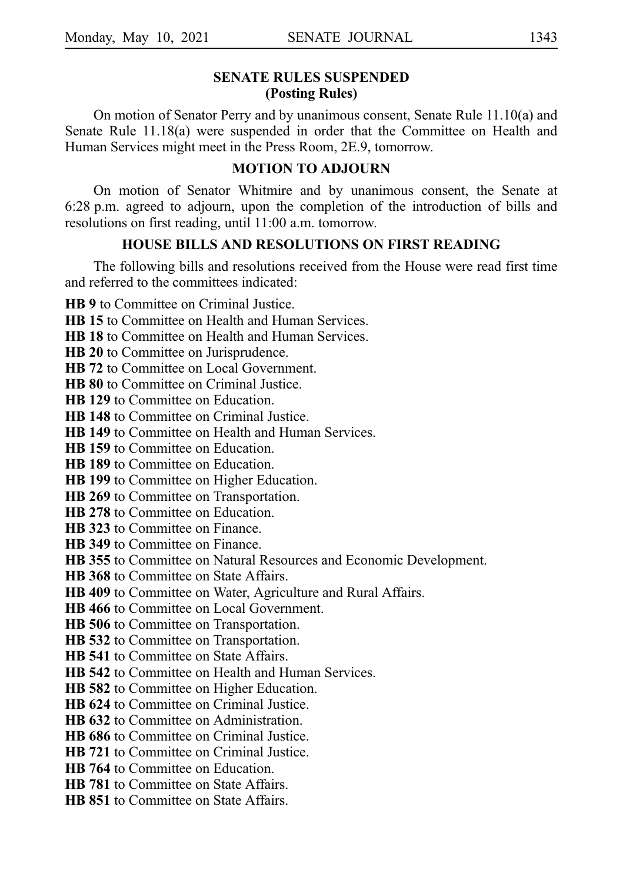## SENATE RULES SUSPENDED
## (Posting Rules)

On motion of Senator Perry and by unanimous consent, Senate Rule 11.10(a) and Senate Rule 11.18(a) were suspended in order that the Committee on Health and Human Services might meet in the Press Room, 2E.9, tomorrow.

## MOTION TO ADJOURN

On motion of Senator Whitmire and by unanimous consent, the Senate at 6:28 p.m. agreed to adjourn, upon the completion of the introduction of bills and resolutions on first reading, until 11:00 a.m. tomorrow.

## HOUSE BILLS AND RESOLUTIONS ON FIRST READING

The following bills and resolutions received from the House were read first time and referred to the committees indicated:

**HB 9** to Committee on Criminal Justice.
**HB 15** to Committee on Health and Human Services.
**HB 18** to Committee on Health and Human Services.
**HB 20** to Committee on Jurisprudence.
**HB 72** to Committee on Local Government.
**HB 80** to Committee on Criminal Justice.
**HB 129** to Committee on Education.
**HB 148** to Committee on Criminal Justice.
**HB 149** to Committee on Health and Human Services.
**HB 159** to Committee on Education.
**HB 189** to Committee on Education.
**HB 199** to Committee on Higher Education.
**HB 269** to Committee on Transportation.
**HB 278** to Committee on Education.
**HB 323** to Committee on Finance.
**HB 349** to Committee on Finance.
**HB 355** to Committee on Natural Resources and Economic Development.
**HB 368** to Committee on State Affairs.
**HB 409** to Committee on Water, Agriculture and Rural Affairs.
**HB 466** to Committee on Local Government.
**HB 506** to Committee on Transportation.
**HB 532** to Committee on Transportation.
**HB 541** to Committee on State Affairs.
**HB 542** to Committee on Health and Human Services.
**HB 582** to Committee on Higher Education.
**HB 624** to Committee on Criminal Justice.
**HB 632** to Committee on Administration.
**HB 686** to Committee on Criminal Justice.
**HB 721** to Committee on Criminal Justice.
**HB 764** to Committee on Education.
**HB 781** to Committee on State Affairs.
**HB 851** to Committee on State Affairs.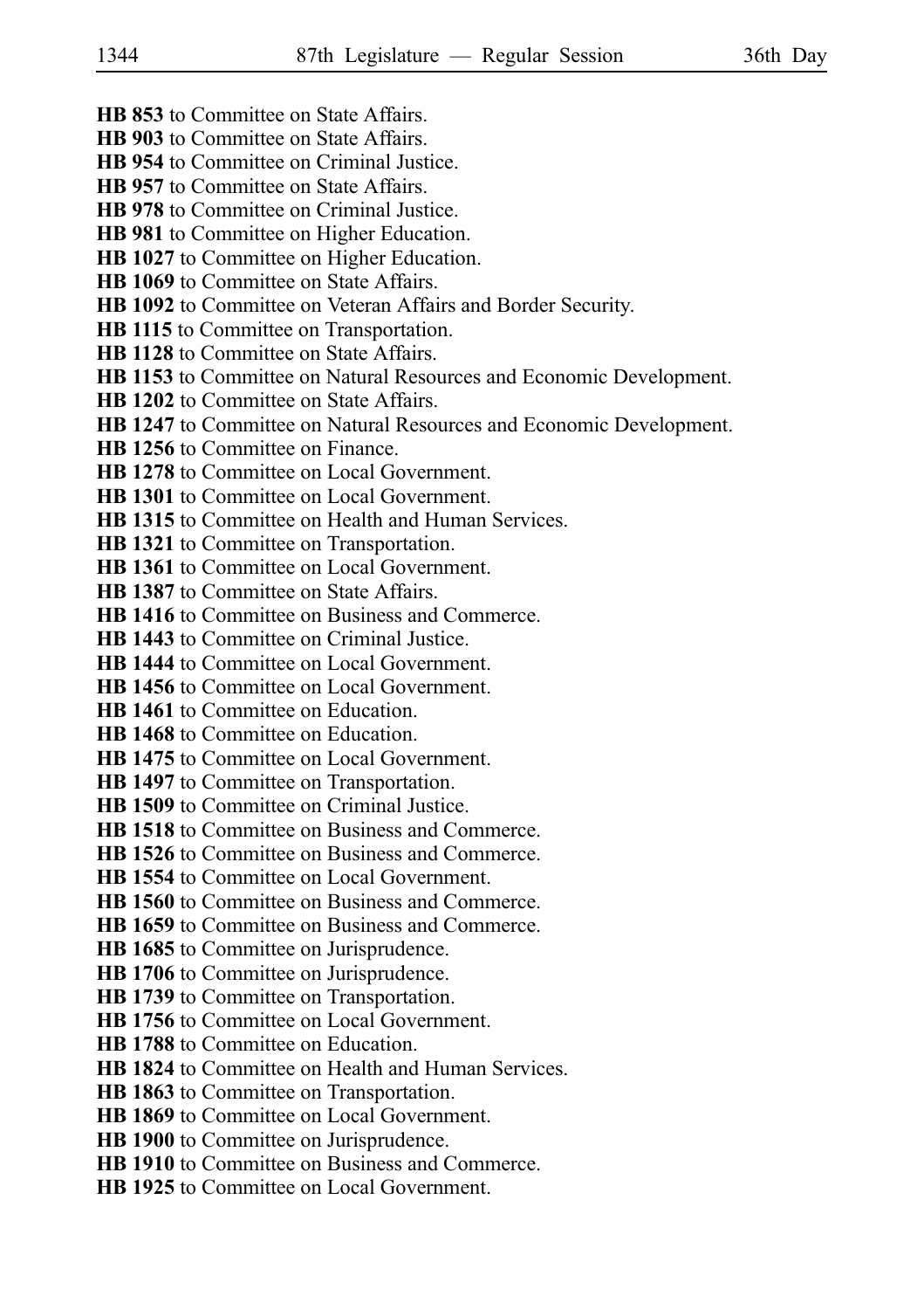**HB 853** to Committee on State Affairs.
**HB 903** to Committee on State Affairs.
**HB 954** to Committee on Criminal Justice.
**HB 957** to Committee on State Affairs.
**HB 978** to Committee on Criminal Justice.
**HB 981** to Committee on Higher Education.
**HB 1027** to Committee on Higher Education.
**HB 1069** to Committee on State Affairs.
**HB 1092** to Committee on Veteran Affairs and Border Security.
**HB 1115** to Committee on Transportation.
**HB 1128** to Committee on State Affairs.
**HB 1153** to Committee on Natural Resources and Economic Development.
**HB 1202** to Committee on State Affairs.
**HB 1247** to Committee on Natural Resources and Economic Development.
**HB 1256** to Committee on Finance.
**HB 1278** to Committee on Local Government.
**HB 1301** to Committee on Local Government.
**HB 1315** to Committee on Health and Human Services.
**HB 1321** to Committee on Transportation.
**HB 1361** to Committee on Local Government.
**HB 1387** to Committee on State Affairs.
**HB 1416** to Committee on Business and Commerce.
**HB 1443** to Committee on Criminal Justice.
**HB 1444** to Committee on Local Government.
**HB 1456** to Committee on Local Government.
**HB 1461** to Committee on Education.
**HB 1468** to Committee on Education.
**HB 1475** to Committee on Local Government.
**HB 1497** to Committee on Transportation.
**HB 1509** to Committee on Criminal Justice.
**HB 1518** to Committee on Business and Commerce.
**HB 1526** to Committee on Business and Commerce.
**HB 1554** to Committee on Local Government.
**HB 1560** to Committee on Business and Commerce.
**HB 1659** to Committee on Business and Commerce.
**HB 1685** to Committee on Jurisprudence.
**HB 1706** to Committee on Jurisprudence.
**HB 1739** to Committee on Transportation.
**HB 1756** to Committee on Local Government.
**HB 1788** to Committee on Education.
**HB 1824** to Committee on Health and Human Services.
**HB 1863** to Committee on Transportation.
**HB 1869** to Committee on Local Government.
**HB 1900** to Committee on Jurisprudence.
**HB 1910** to Committee on Business and Commerce.
**HB 1925** to Committee on Local Government.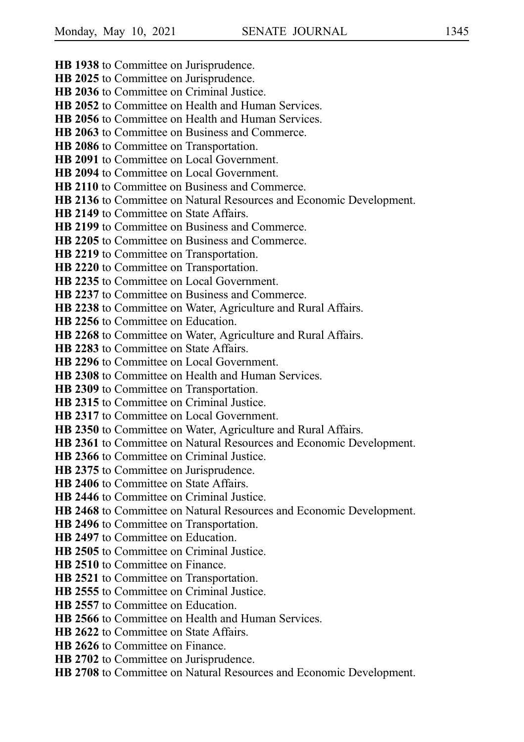**HB 1938** to Committee on Jurisprudence.
**HB 2025** to Committee on Jurisprudence.
**HB 2036** to Committee on Criminal Justice.
**HB 2052** to Committee on Health and Human Services.
**HB 2056** to Committee on Health and Human Services.
**HB 2063** to Committee on Business and Commerce.
**HB 2086** to Committee on Transportation.
**HB 2091** to Committee on Local Government.
**HB 2094** to Committee on Local Government.
**HB 2110** to Committee on Business and Commerce.
**HB 2136** to Committee on Natural Resources and Economic Development.
**HB 2149** to Committee on State Affairs.
**HB 2199** to Committee on Business and Commerce.
**HB 2205** to Committee on Business and Commerce.
**HB 2219** to Committee on Transportation.
**HB 2220** to Committee on Transportation.
**HB 2235** to Committee on Local Government.
**HB 2237** to Committee on Business and Commerce.
**HB 2238** to Committee on Water, Agriculture and Rural Affairs.
**HB 2256** to Committee on Education.
**HB 2268** to Committee on Water, Agriculture and Rural Affairs.
**HB 2283** to Committee on State Affairs.
**HB 2296** to Committee on Local Government.
**HB 2308** to Committee on Health and Human Services.
**HB 2309** to Committee on Transportation.
**HB 2315** to Committee on Criminal Justice.
**HB 2317** to Committee on Local Government.
**HB 2350** to Committee on Water, Agriculture and Rural Affairs.
**HB 2361** to Committee on Natural Resources and Economic Development.
**HB 2366** to Committee on Criminal Justice.
**HB 2375** to Committee on Jurisprudence.
**HB 2406** to Committee on State Affairs.
**HB 2446** to Committee on Criminal Justice.
**HB 2468** to Committee on Natural Resources and Economic Development.
**HB 2496** to Committee on Transportation.
**HB 2497** to Committee on Education.
**HB 2505** to Committee on Criminal Justice.
**HB 2510** to Committee on Finance.
**HB 2521** to Committee on Transportation.
**HB 2555** to Committee on Criminal Justice.
**HB 2557** to Committee on Education.
**HB 2566** to Committee on Health and Human Services.
**HB 2622** to Committee on State Affairs.
**HB 2626** to Committee on Finance.
**HB 2702** to Committee on Jurisprudence.
**HB 2708** to Committee on Natural Resources and Economic Development.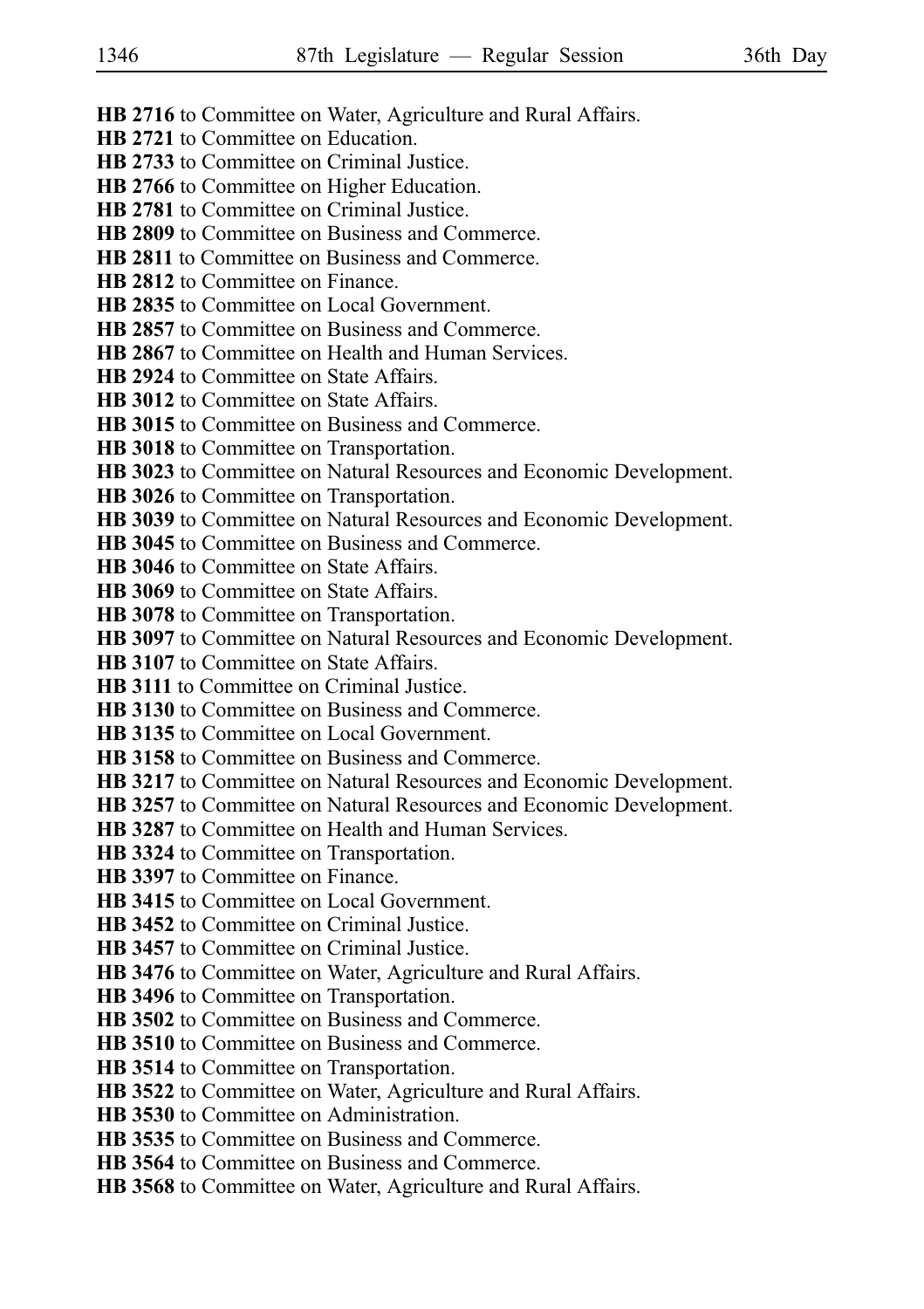**HB 2716** to Committee on Water, Agriculture and Rural Affairs.
**HB 2721** to Committee on Education.
**HB 2733** to Committee on Criminal Justice.
**HB 2766** to Committee on Higher Education.
**HB 2781** to Committee on Criminal Justice.
**HB 2809** to Committee on Business and Commerce.
**HB 2811** to Committee on Business and Commerce.
**HB 2812** to Committee on Finance.
**HB 2835** to Committee on Local Government.
**HB 2857** to Committee on Business and Commerce.
**HB 2867** to Committee on Health and Human Services.
**HB 2924** to Committee on State Affairs.
**HB 3012** to Committee on State Affairs.
**HB 3015** to Committee on Business and Commerce.
**HB 3018** to Committee on Transportation.
**HB 3023** to Committee on Natural Resources and Economic Development.
**HB 3026** to Committee on Transportation.
**HB 3039** to Committee on Natural Resources and Economic Development.
**HB 3045** to Committee on Business and Commerce.
**HB 3046** to Committee on State Affairs.
**HB 3069** to Committee on State Affairs.
**HB 3078** to Committee on Transportation.
**HB 3097** to Committee on Natural Resources and Economic Development.
**HB 3107** to Committee on State Affairs.
**HB 3111** to Committee on Criminal Justice.
**HB 3130** to Committee on Business and Commerce.
**HB 3135** to Committee on Local Government.
**HB 3158** to Committee on Business and Commerce.
**HB 3217** to Committee on Natural Resources and Economic Development.
**HB 3257** to Committee on Natural Resources and Economic Development.
**HB 3287** to Committee on Health and Human Services.
**HB 3324** to Committee on Transportation.
**HB 3397** to Committee on Finance.
**HB 3415** to Committee on Local Government.
**HB 3452** to Committee on Criminal Justice.
**HB 3457** to Committee on Criminal Justice.
**HB 3476** to Committee on Water, Agriculture and Rural Affairs.
**HB 3496** to Committee on Transportation.
**HB 3502** to Committee on Business and Commerce.
**HB 3510** to Committee on Business and Commerce.
**HB 3514** to Committee on Transportation.
**HB 3522** to Committee on Water, Agriculture and Rural Affairs.
**HB 3530** to Committee on Administration.
**HB 3535** to Committee on Business and Commerce.
**HB 3564** to Committee on Business and Commerce.
**HB 3568** to Committee on Water, Agriculture and Rural Affairs.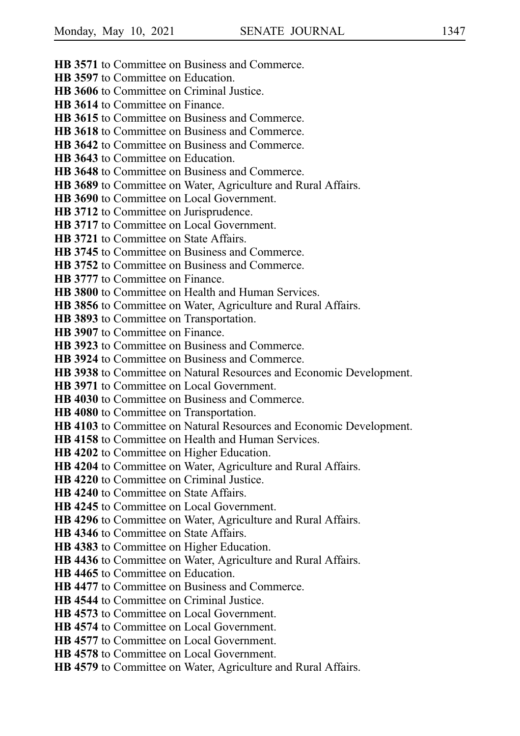**HB 3571** to Committee on Business and Commerce.
**HB 3597** to Committee on Education.
**HB 3606** to Committee on Criminal Justice.
**HB 3614** to Committee on Finance.
**HB 3615** to Committee on Business and Commerce.
**HB 3618** to Committee on Business and Commerce.
**HB 3642** to Committee on Business and Commerce.
**HB 3643** to Committee on Education.
**HB 3648** to Committee on Business and Commerce.
**HB 3689** to Committee on Water, Agriculture and Rural Affairs.
**HB 3690** to Committee on Local Government.
**HB 3712** to Committee on Jurisprudence.
**HB 3717** to Committee on Local Government.
**HB 3721** to Committee on State Affairs.
**HB 3745** to Committee on Business and Commerce.
**HB 3752** to Committee on Business and Commerce.
**HB 3777** to Committee on Finance.
**HB 3800** to Committee on Health and Human Services.
**HB 3856** to Committee on Water, Agriculture and Rural Affairs.
**HB 3893** to Committee on Transportation.
**HB 3907** to Committee on Finance.
**HB 3923** to Committee on Business and Commerce.
**HB 3924** to Committee on Business and Commerce.
**HB 3938** to Committee on Natural Resources and Economic Development.
**HB 3971** to Committee on Local Government.
**HB 4030** to Committee on Business and Commerce.
**HB 4080** to Committee on Transportation.
**HB 4103** to Committee on Natural Resources and Economic Development.
**HB 4158** to Committee on Health and Human Services.
**HB 4202** to Committee on Higher Education.
**HB 4204** to Committee on Water, Agriculture and Rural Affairs.
**HB 4220** to Committee on Criminal Justice.
**HB 4240** to Committee on State Affairs.
**HB 4245** to Committee on Local Government.
**HB 4296** to Committee on Water, Agriculture and Rural Affairs.
**HB 4346** to Committee on State Affairs.
**HB 4383** to Committee on Higher Education.
**HB 4436** to Committee on Water, Agriculture and Rural Affairs.
**HB 4465** to Committee on Education.
**HB 4477** to Committee on Business and Commerce.
**HB 4544** to Committee on Criminal Justice.
**HB 4573** to Committee on Local Government.
**HB 4574** to Committee on Local Government.
**HB 4577** to Committee on Local Government.
**HB 4578** to Committee on Local Government.
**HB 4579** to Committee on Water, Agriculture and Rural Affairs.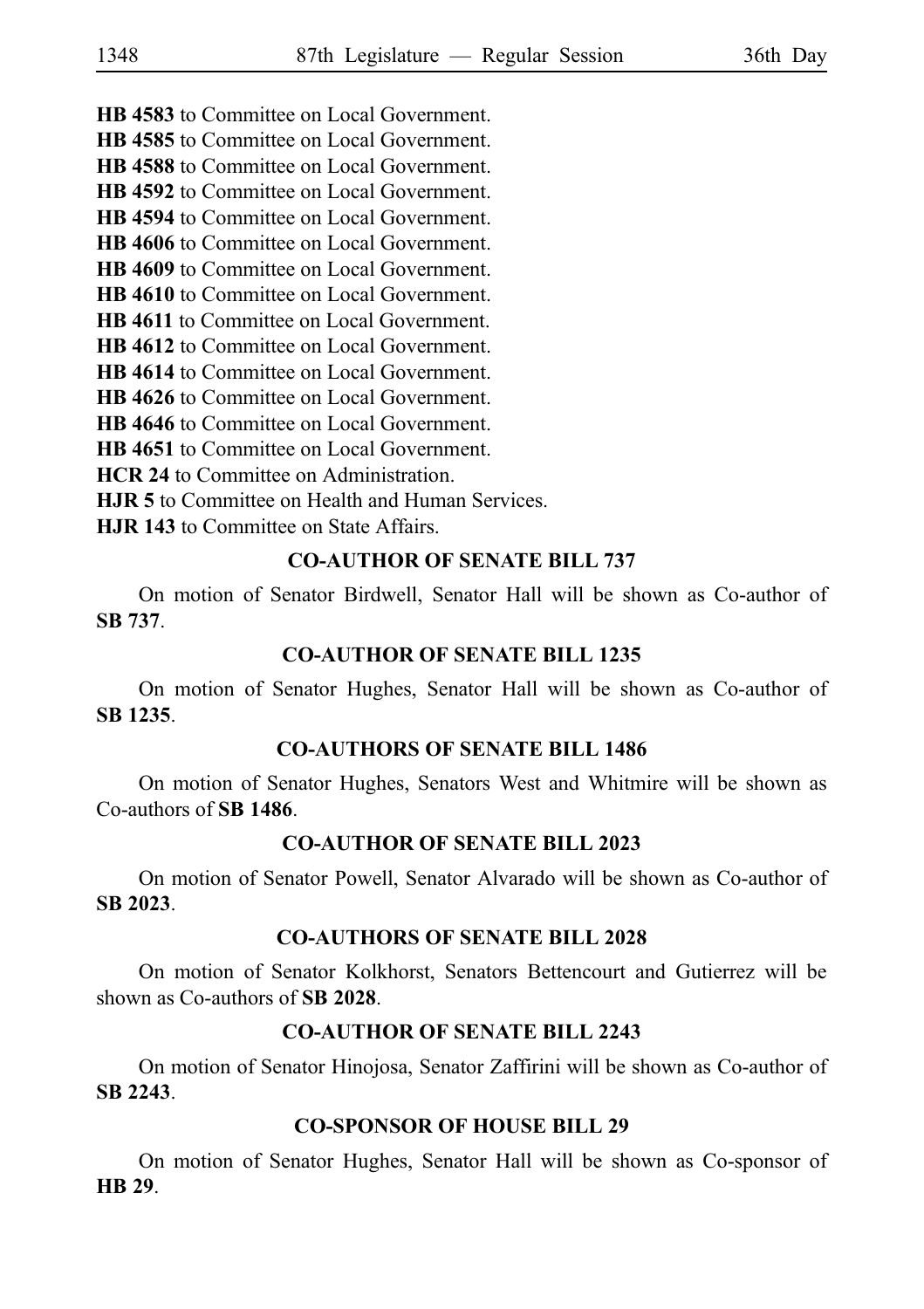**HB 4583** to Committee on Local Government.
**HB 4585** to Committee on Local Government.
**HB 4588** to Committee on Local Government.
**HB 4592** to Committee on Local Government.
**HB 4594** to Committee on Local Government.
**HB 4606** to Committee on Local Government.
**HB 4609** to Committee on Local Government.
**HB 4610** to Committee on Local Government.
**HB 4611** to Committee on Local Government.
**HB 4612** to Committee on Local Government.
**HB 4614** to Committee on Local Government.
**HB 4626** to Committee on Local Government.
**HB 4646** to Committee on Local Government.
**HB 4651** to Committee on Local Government.
**HCR 24** to Committee on Administration.
**HJR 5** to Committee on Health and Human Services.
**HJR 143** to Committee on State Affairs.

### CO-AUTHOR OF SENATE BILL 737

On motion of Senator Birdwell, Senator Hall will be shown as Co-author of **SB 737**.

### CO-AUTHOR OF SENATE BILL 1235

On motion of Senator Hughes, Senator Hall will be shown as Co-author of **SB 1235**.

### CO-AUTHORS OF SENATE BILL 1486

On motion of Senator Hughes, Senators West and Whitmire will be shown as Co-authors of **SB 1486**.

### CO-AUTHOR OF SENATE BILL 2023

On motion of Senator Powell, Senator Alvarado will be shown as Co-author of **SB 2023**.

### CO-AUTHORS OF SENATE BILL 2028

On motion of Senator Kolkhorst, Senators Bettencourt and Gutierrez will be shown as Co-authors of **SB 2028**.

### CO-AUTHOR OF SENATE BILL 2243

On motion of Senator Hinojosa, Senator Zaffirini will be shown as Co-author of **SB 2243**.

### CO-SPONSOR OF HOUSE BILL 29

On motion of Senator Hughes, Senator Hall will be shown as Co-sponsor of **HB 29**.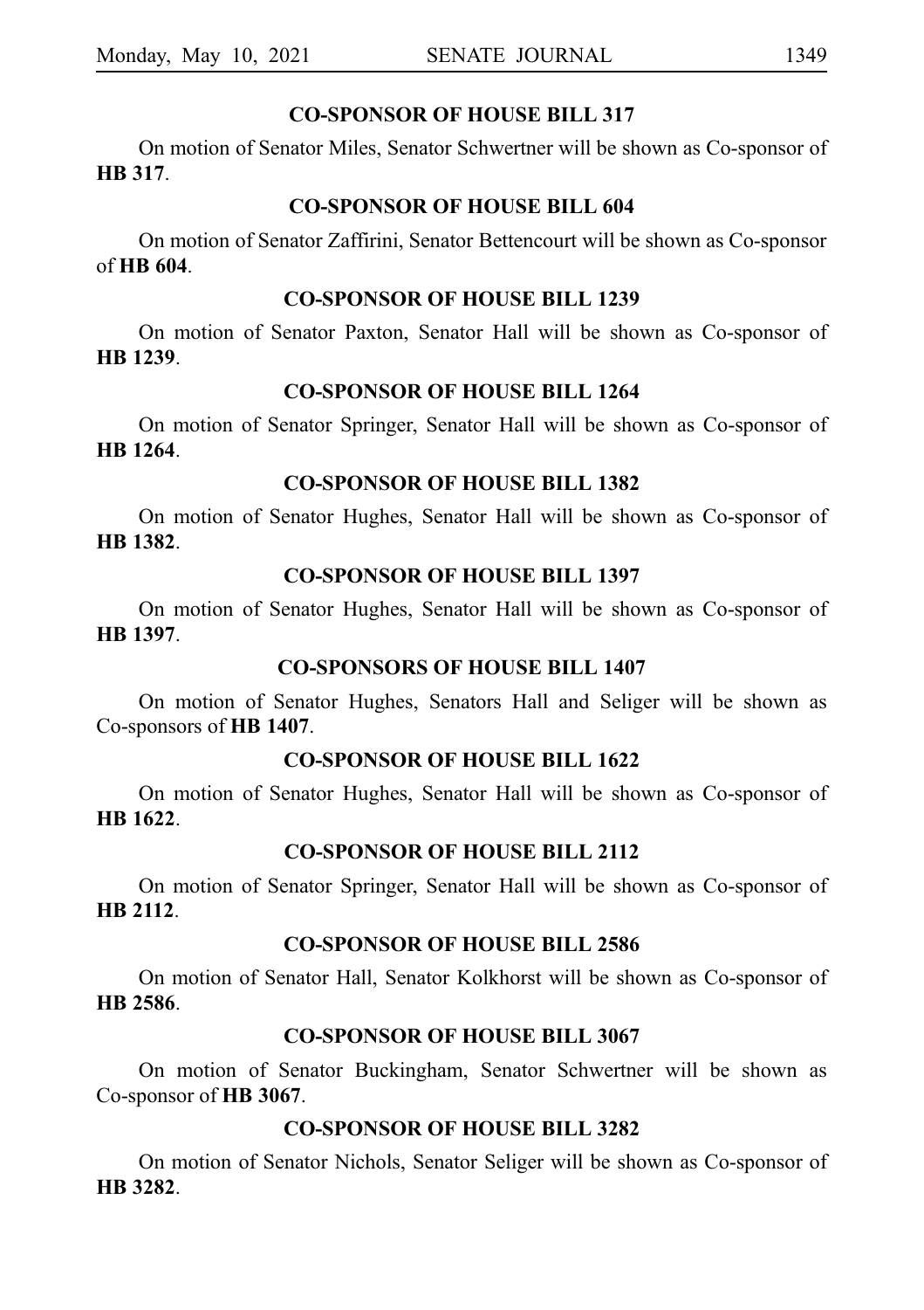## CO-SPONSOR OF HOUSE BILL 317

On motion of Senator Miles, Senator Schwertner will be shown as Co-sponsor of **HB 317**.

## CO-SPONSOR OF HOUSE BILL 604

On motion of Senator Zaffirini, Senator Bettencourt will be shown as Co-sponsor of **HB 604**.

## CO-SPONSOR OF HOUSE BILL 1239

On motion of Senator Paxton, Senator Hall will be shown as Co-sponsor of **HB 1239**.

## CO-SPONSOR OF HOUSE BILL 1264

On motion of Senator Springer, Senator Hall will be shown as Co-sponsor of **HB 1264**.

## CO-SPONSOR OF HOUSE BILL 1382

On motion of Senator Hughes, Senator Hall will be shown as Co-sponsor of **HB 1382**.

## CO-SPONSOR OF HOUSE BILL 1397

On motion of Senator Hughes, Senator Hall will be shown as Co-sponsor of **HB 1397**.

## CO-SPONSORS OF HOUSE BILL 1407

On motion of Senator Hughes, Senators Hall and Seliger will be shown as Co-sponsors of **HB 1407**.

## CO-SPONSOR OF HOUSE BILL 1622

On motion of Senator Hughes, Senator Hall will be shown as Co-sponsor of **HB 1622**.

## CO-SPONSOR OF HOUSE BILL 2112

On motion of Senator Springer, Senator Hall will be shown as Co-sponsor of **HB 2112**.

## CO-SPONSOR OF HOUSE BILL 2586

On motion of Senator Hall, Senator Kolkhorst will be shown as Co-sponsor of **HB 2586**.

## CO-SPONSOR OF HOUSE BILL 3067

On motion of Senator Buckingham, Senator Schwertner will be shown as Co-sponsor of **HB 3067**.

## CO-SPONSOR OF HOUSE BILL 3282

On motion of Senator Nichols, Senator Seliger will be shown as Co-sponsor of **HB 3282**.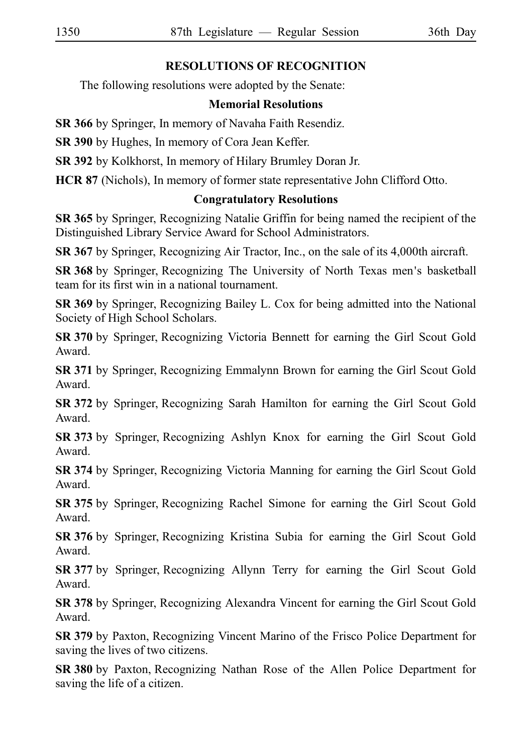## RESOLUTIONS OF RECOGNITION

The following resolutions were adopted by the Senate:

### Memorial Resolutions

**SR 366** by Springer, In memory of Navaha Faith Resendiz.

**SR 390** by Hughes, In memory of Cora Jean Keffer.

**SR 392** by Kolkhorst, In memory of Hilary Brumley Doran Jr.

**HCR 87** (Nichols), In memory of former state representative John Clifford Otto.

### Congratulatory Resolutions

**SR 365** by Springer, Recognizing Natalie Griffin for being named the recipient of the Distinguished Library Service Award for School Administrators.

**SR 367** by Springer, Recognizing Air Tractor, Inc., on the sale of its 4,000th aircraft.

**SR 368** by Springer, Recognizing The University of North Texas men's basketball team for its first win in a national tournament.

**SR 369** by Springer, Recognizing Bailey L. Cox for being admitted into the National Society of High School Scholars.

**SR 370** by Springer, Recognizing Victoria Bennett for earning the Girl Scout Gold Award.

**SR 371** by Springer, Recognizing Emmalynn Brown for earning the Girl Scout Gold Award.

**SR 372** by Springer, Recognizing Sarah Hamilton for earning the Girl Scout Gold Award.

**SR 373** by Springer, Recognizing Ashlyn Knox for earning the Girl Scout Gold Award.

**SR 374** by Springer, Recognizing Victoria Manning for earning the Girl Scout Gold Award.

**SR 375** by Springer, Recognizing Rachel Simone for earning the Girl Scout Gold Award.

**SR 376** by Springer, Recognizing Kristina Subia for earning the Girl Scout Gold Award.

**SR 377** by Springer, Recognizing Allynn Terry for earning the Girl Scout Gold Award.

**SR 378** by Springer, Recognizing Alexandra Vincent for earning the Girl Scout Gold Award.

**SR 379** by Paxton, Recognizing Vincent Marino of the Frisco Police Department for saving the lives of two citizens.

**SR 380** by Paxton, Recognizing Nathan Rose of the Allen Police Department for saving the life of a citizen.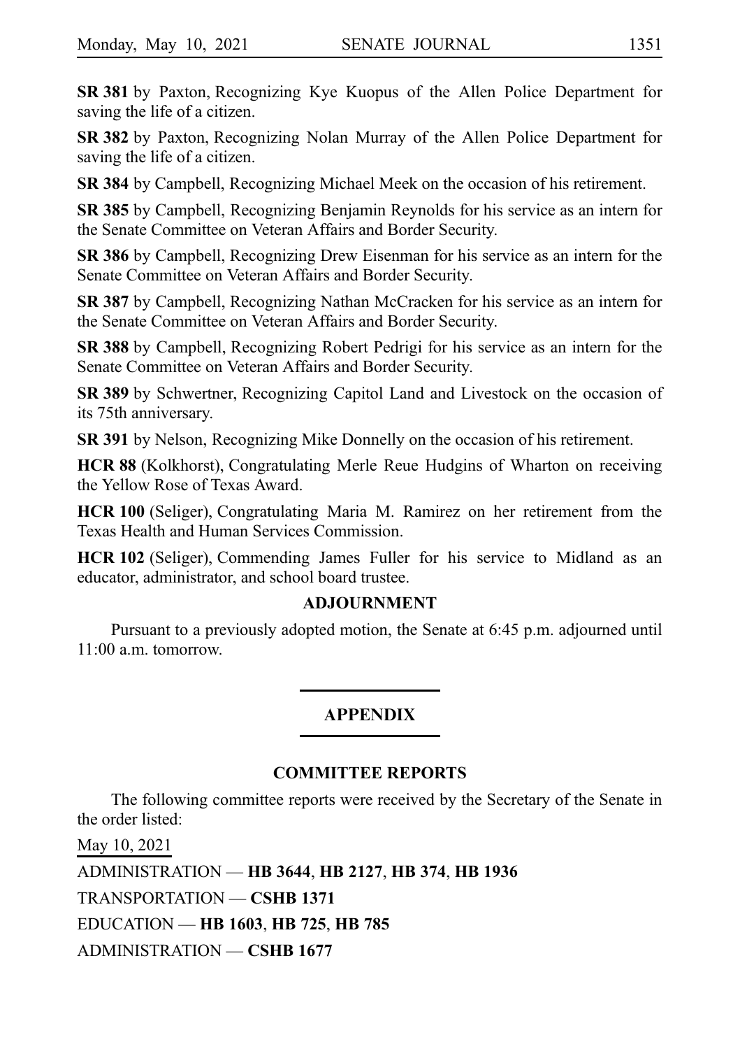**SR 381** by Paxton, Recognizing Kye Kuopus of the Allen Police Department for saving the life of a citizen.

**SR 382** by Paxton, Recognizing Nolan Murray of the Allen Police Department for saving the life of a citizen.

**SR 384** by Campbell, Recognizing Michael Meek on the occasion of his retirement.

**SR 385** by Campbell, Recognizing Benjamin Reynolds for his service as an intern for the Senate Committee on Veteran Affairs and Border Security.

**SR 386** by Campbell, Recognizing Drew Eisenman for his service as an intern for the Senate Committee on Veteran Affairs and Border Security.

**SR 387** by Campbell, Recognizing Nathan McCracken for his service as an intern for the Senate Committee on Veteran Affairs and Border Security.

**SR 388** by Campbell, Recognizing Robert Pedrigi for his service as an intern for the Senate Committee on Veteran Affairs and Border Security.

**SR 389** by Schwertner, Recognizing Capitol Land and Livestock on the occasion of its 75th anniversary.

**SR 391** by Nelson, Recognizing Mike Donnelly on the occasion of his retirement.

**HCR 88** (Kolkhorst), Congratulating Merle Reue Hudgins of Wharton on receiving the Yellow Rose of Texas Award.

**HCR 100** (Seliger), Congratulating Maria M. Ramirez on her retirement from the Texas Health and Human Services Commission.

**HCR 102** (Seliger), Commending James Fuller for his service to Midland as an educator, administrator, and school board trustee.

## ADJOURNMENT

Pursuant to a previously adopted motion, the Senate at 6:45 p.m. adjourned until 11:00 a.m. tomorrow.

---

# APPENDIX

---

## COMMITTEE REPORTS

The following committee reports were received by the Secretary of the Senate in the order listed:

May 10, 2021

ADMINISTRATION — **HB 3644**, **HB 2127**, **HB 374**, **HB 1936**

TRANSPORTATION — **CSHB 1371**

EDUCATION — **HB 1603**, **HB 725**, **HB 785**

ADMINISTRATION — **CSHB 1677**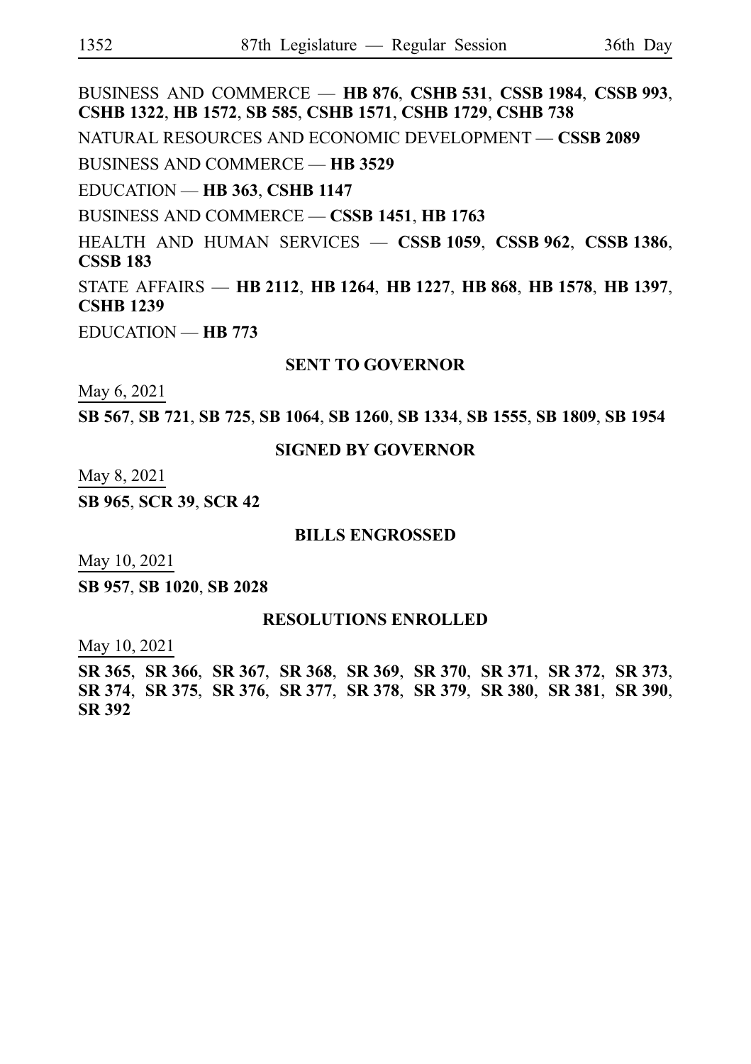BUSINESS AND COMMERCE — **HB 876**, **CSHB 531**, **CSSB 1984**, **CSSB 993**, **CSHB 1322**, **HB 1572**, **SB 585**, **CSHB 1571**, **CSHB 1729**, **CSHB 738**

NATURAL RESOURCES AND ECONOMIC DEVELOPMENT — **CSSB 2089**

BUSINESS AND COMMERCE — **HB 3529**

EDUCATION — **HB 363**, **CSHB 1147**

BUSINESS AND COMMERCE — **CSSB 1451**, **HB 1763**

HEALTH AND HUMAN SERVICES — **CSSB 1059**, **CSSB 962**, **CSSB 1386**, **CSSB 183**

STATE AFFAIRS — **HB 2112**, **HB 1264**, **HB 1227**, **HB 868**, **HB 1578**, **HB 1397**, **CSHB 1239**

EDUCATION — **HB 773**

## SENT TO GOVERNOR

May 6, 2021

**SB 567**, **SB 721**, **SB 725**, **SB 1064**, **SB 1260**, **SB 1334**, **SB 1555**, **SB 1809**, **SB 1954**

## SIGNED BY GOVERNOR

May 8, 2021

**SB 965**, **SCR 39**, **SCR 42**

## BILLS ENGROSSED

May 10, 2021

**SB 957**, **SB 1020**, **SB 2028**

## RESOLUTIONS ENROLLED

May 10, 2021

**SR 365**, **SR 366**, **SR 367**, **SR 368**, **SR 369**, **SR 370**, **SR 371**, **SR 372**, **SR 373**, **SR 374**, **SR 375**, **SR 376**, **SR 377**, **SR 378**, **SR 379**, **SR 380**, **SR 381**, **SR 390**, **SR 392**